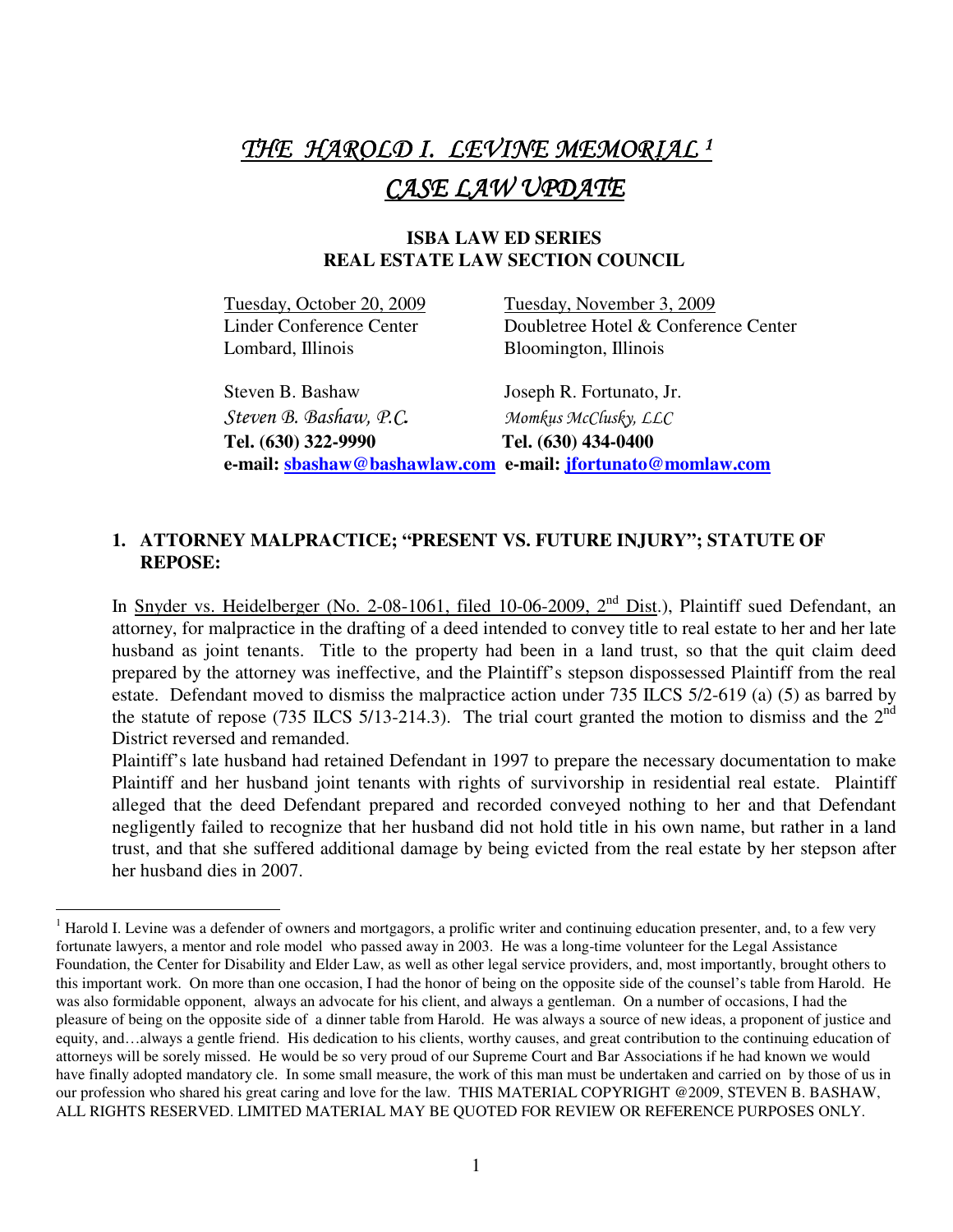# *THE HAROLD I. LEVINE MEMORIAL* [1]
# *CASE LAW UPDATE*

**ISBA LAW ED SERIES**
**REAL ESTATE LAW SECTION COUNCIL**

| | |
|---|---|
| Tuesday, October 20, 2009 | Tuesday, November 3, 2009 |
| Linder Conference Center | Doubletree Hotel & Conference Center |
| Lombard, Illinois | Bloomington, Illinois |
| Steven B. Bashaw | Joseph R. Fortunato, Jr. |
| *Steven B. Bashaw, P.C.* | *Momkus McClusky, LLC* |
| **Tel. (630) 322-9990** | **Tel. (630) 434-0400** |
| **e-mail: sbashaw@bashawlaw.com** | **e-mail: jfortunato@momlaw.com** |

## 1. ATTORNEY MALPRACTICE; "PRESENT VS. FUTURE INJURY"; STATUTE OF REPOSE:

In Snyder vs. Heidelberger (No. 2-08-1061, filed 10-06-2009, 2nd Dist.), Plaintiff sued Defendant, an attorney, for malpractice in the drafting of a deed intended to convey title to real estate to her and her late husband as joint tenants. Title to the property had been in a land trust, so that the quit claim deed prepared by the attorney was ineffective, and the Plaintiff's stepson dispossessed Plaintiff from the real estate. Defendant moved to dismiss the malpractice action under 735 ILCS 5/2-619 (a) (5) as barred by the statute of repose (735 ILCS 5/13-214.3). The trial court granted the motion to dismiss and the 2nd District reversed and remanded.

Plaintiff's late husband had retained Defendant in 1997 to prepare the necessary documentation to make Plaintiff and her husband joint tenants with rights of survivorship in residential real estate. Plaintiff alleged that the deed Defendant prepared and recorded conveyed nothing to her and that Defendant negligently failed to recognize that her husband did not hold title in his own name, but rather in a land trust, and that she suffered additional damage by being evicted from the real estate by her stepson after her husband dies in 2007.

---

[1] Harold I. Levine was a defender of owners and mortgagors, a prolific writer and continuing education presenter, and, to a few very fortunate lawyers, a mentor and role model who passed away in 2003. He was a long-time volunteer for the Legal Assistance Foundation, the Center for Disability and Elder Law, as well as other legal service providers, and, most importantly, brought others to this important work. On more than one occasion, I had the honor of being on the opposite side of the counsel's table from Harold. He was also formidable opponent, always an advocate for his client, and always a gentleman. On a number of occasions, I had the pleasure of being on the opposite side of a dinner table from Harold. He was always a source of new ideas, a proponent of justice and equity, and…always a gentle friend. His dedication to his clients, worthy causes, and great contribution to the continuing education of attorneys will be sorely missed. He would be so very proud of our Supreme Court and Bar Associations if he had known we would have finally adopted mandatory cle. In some small measure, the work of this man must be undertaken and carried on by those of us in our profession who shared his great caring and love for the law. THIS MATERIAL COPYRIGHT @2009, STEVEN B. BASHAW, ALL RIGHTS RESERVED. LIMITED MATERIAL MAY BE QUOTED FOR REVIEW OR REFERENCE PURPOSES ONLY.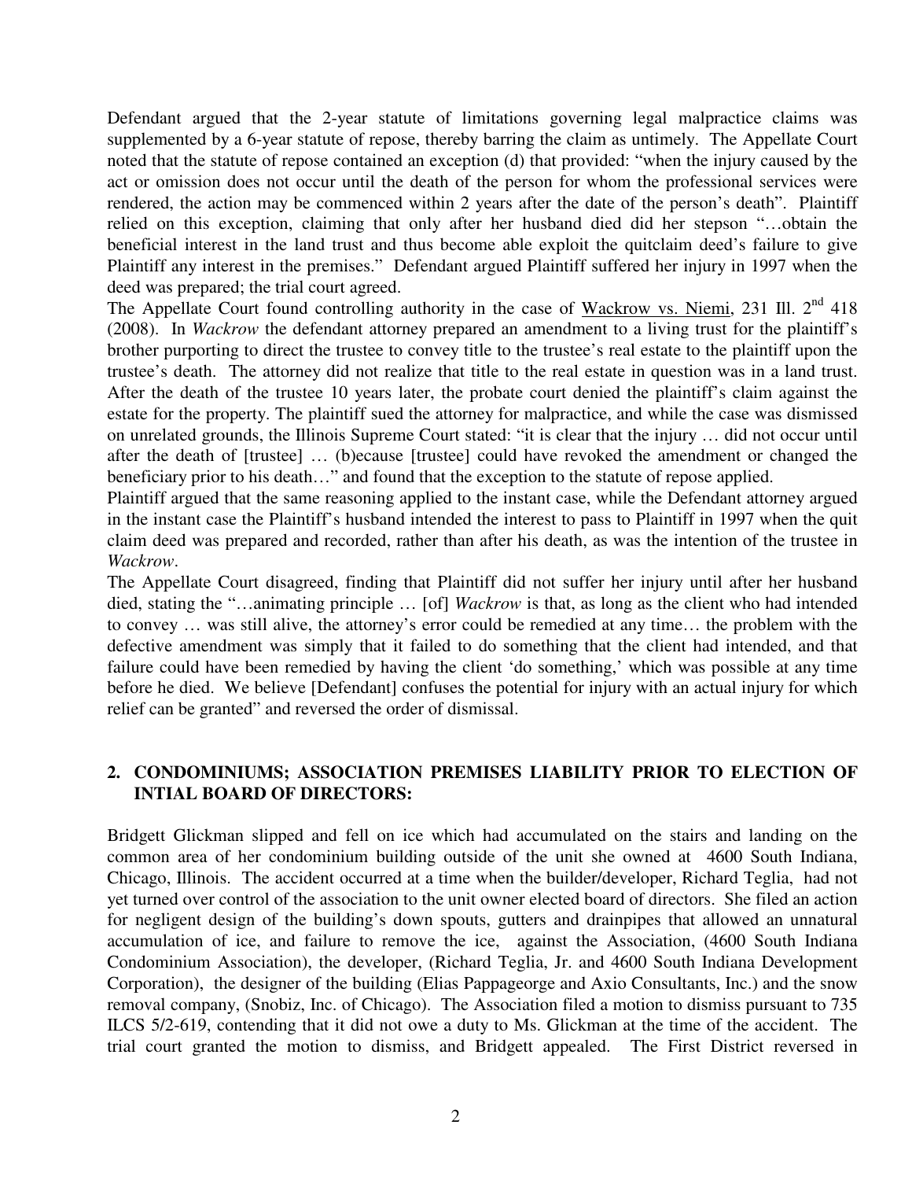Defendant argued that the 2-year statute of limitations governing legal malpractice claims was supplemented by a 6-year statute of repose, thereby barring the claim as untimely. The Appellate Court noted that the statute of repose contained an exception (d) that provided: "when the injury caused by the act or omission does not occur until the death of the person for whom the professional services were rendered, the action may be commenced within 2 years after the date of the person's death". Plaintiff relied on this exception, claiming that only after her husband died did her stepson "…obtain the beneficial interest in the land trust and thus become able exploit the quitclaim deed's failure to give Plaintiff any interest in the premises." Defendant argued Plaintiff suffered her injury in 1997 when the deed was prepared; the trial court agreed.

The Appellate Court found controlling authority in the case of Wackrow vs. Niemi, 231 Ill. 2nd 418 (2008). In *Wackrow* the defendant attorney prepared an amendment to a living trust for the plaintiff's brother purporting to direct the trustee to convey title to the trustee's real estate to the plaintiff upon the trustee's death. The attorney did not realize that title to the real estate in question was in a land trust. After the death of the trustee 10 years later, the probate court denied the plaintiff's claim against the estate for the property. The plaintiff sued the attorney for malpractice, and while the case was dismissed on unrelated grounds, the Illinois Supreme Court stated: "it is clear that the injury … did not occur until after the death of [trustee] … (b)ecause [trustee] could have revoked the amendment or changed the beneficiary prior to his death…" and found that the exception to the statute of repose applied.

Plaintiff argued that the same reasoning applied to the instant case, while the Defendant attorney argued in the instant case the Plaintiff's husband intended the interest to pass to Plaintiff in 1997 when the quit claim deed was prepared and recorded, rather than after his death, as was the intention of the trustee in *Wackrow*.

The Appellate Court disagreed, finding that Plaintiff did not suffer her injury until after her husband died, stating the "…animating principle … [of] *Wackrow* is that, as long as the client who had intended to convey … was still alive, the attorney's error could be remedied at any time… the problem with the defective amendment was simply that it failed to do something that the client had intended, and that failure could have been remedied by having the client 'do something,' which was possible at any time before he died. We believe [Defendant] confuses the potential for injury with an actual injury for which relief can be granted" and reversed the order of dismissal.

## 2. CONDOMINIUMS; ASSOCIATION PREMISES LIABILITY PRIOR TO ELECTION OF INTIAL BOARD OF DIRECTORS:

Bridgett Glickman slipped and fell on ice which had accumulated on the stairs and landing on the common area of her condominium building outside of the unit she owned at 4600 South Indiana, Chicago, Illinois. The accident occurred at a time when the builder/developer, Richard Teglia, had not yet turned over control of the association to the unit owner elected board of directors. She filed an action for negligent design of the building's down spouts, gutters and drainpipes that allowed an unnatural accumulation of ice, and failure to remove the ice, against the Association, (4600 South Indiana Condominium Association), the developer, (Richard Teglia, Jr. and 4600 South Indiana Development Corporation), the designer of the building (Elias Pappageorge and Axio Consultants, Inc.) and the snow removal company, (Snobiz, Inc. of Chicago). The Association filed a motion to dismiss pursuant to 735 ILCS 5/2-619, contending that it did not owe a duty to Ms. Glickman at the time of the accident. The trial court granted the motion to dismiss, and Bridgett appealed. The First District reversed in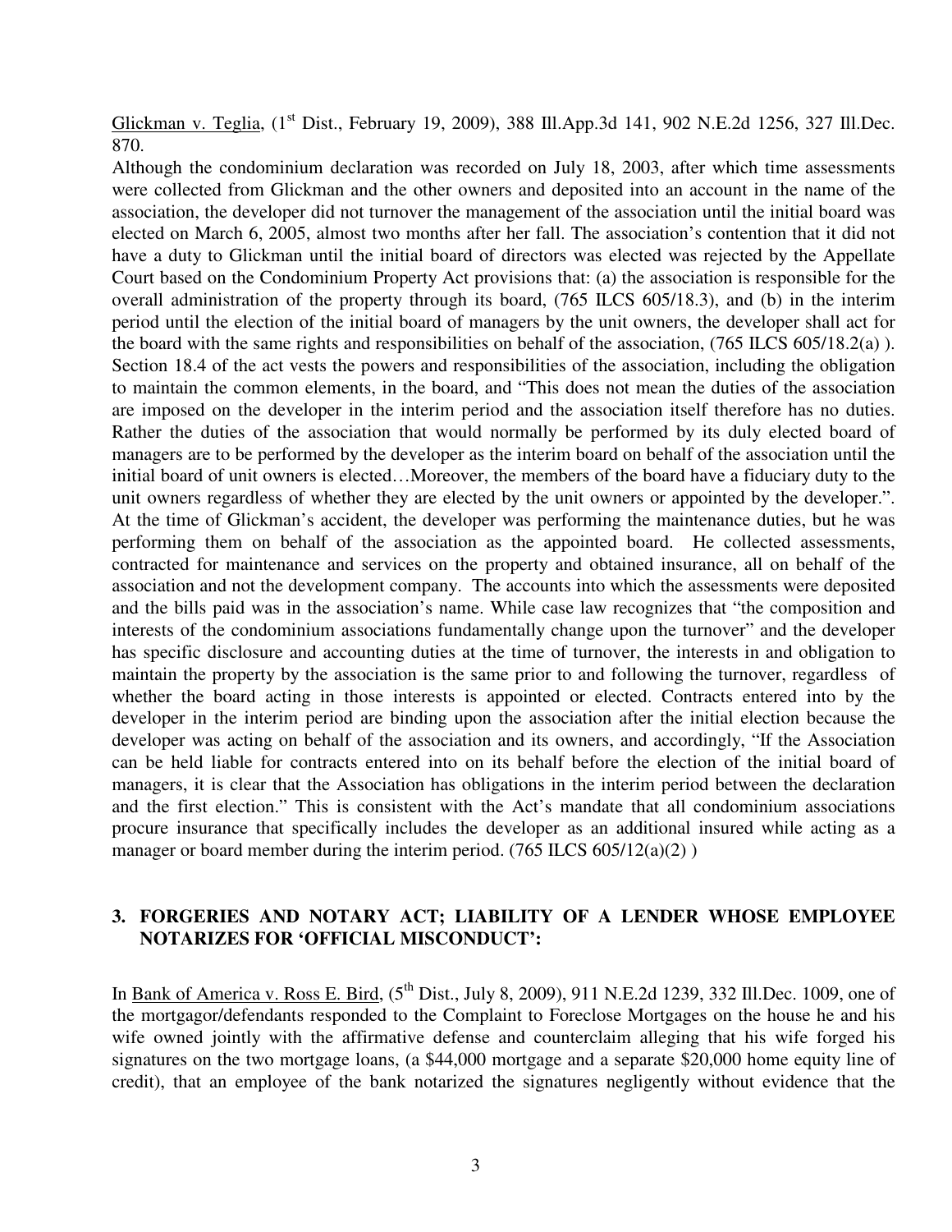Glickman v. Teglia, (1st Dist., February 19, 2009), 388 Ill.App.3d 141, 902 N.E.2d 1256, 327 Ill.Dec. 870.

Although the condominium declaration was recorded on July 18, 2003, after which time assessments were collected from Glickman and the other owners and deposited into an account in the name of the association, the developer did not turnover the management of the association until the initial board was elected on March 6, 2005, almost two months after her fall. The association's contention that it did not have a duty to Glickman until the initial board of directors was elected was rejected by the Appellate Court based on the Condominium Property Act provisions that: (a) the association is responsible for the overall administration of the property through its board, (765 ILCS 605/18.3), and (b) in the interim period until the election of the initial board of managers by the unit owners, the developer shall act for the board with the same rights and responsibilities on behalf of the association, (765 ILCS 605/18.2(a) ). Section 18.4 of the act vests the powers and responsibilities of the association, including the obligation to maintain the common elements, in the board, and "This does not mean the duties of the association are imposed on the developer in the interim period and the association itself therefore has no duties. Rather the duties of the association that would normally be performed by its duly elected board of managers are to be performed by the developer as the interim board on behalf of the association until the initial board of unit owners is elected…Moreover, the members of the board have a fiduciary duty to the unit owners regardless of whether they are elected by the unit owners or appointed by the developer.". At the time of Glickman's accident, the developer was performing the maintenance duties, but he was performing them on behalf of the association as the appointed board. He collected assessments, contracted for maintenance and services on the property and obtained insurance, all on behalf of the association and not the development company. The accounts into which the assessments were deposited and the bills paid was in the association's name. While case law recognizes that "the composition and interests of the condominium associations fundamentally change upon the turnover" and the developer has specific disclosure and accounting duties at the time of turnover, the interests in and obligation to maintain the property by the association is the same prior to and following the turnover, regardless of whether the board acting in those interests is appointed or elected. Contracts entered into by the developer in the interim period are binding upon the association after the initial election because the developer was acting on behalf of the association and its owners, and accordingly, "If the Association can be held liable for contracts entered into on its behalf before the election of the initial board of managers, it is clear that the Association has obligations in the interim period between the declaration and the first election." This is consistent with the Act's mandate that all condominium associations procure insurance that specifically includes the developer as an additional insured while acting as a manager or board member during the interim period. (765 ILCS 605/12(a)(2) )

### 3. FORGERIES AND NOTARY ACT; LIABILITY OF A LENDER WHOSE EMPLOYEE NOTARIZES FOR 'OFFICIAL MISCONDUCT':

In Bank of America v. Ross E. Bird, (5th Dist., July 8, 2009), 911 N.E.2d 1239, 332 Ill.Dec. 1009, one of the mortgagor/defendants responded to the Complaint to Foreclose Mortgages on the house he and his wife owned jointly with the affirmative defense and counterclaim alleging that his wife forged his signatures on the two mortgage loans, (a $44,000 mortgage and a separate $20,000 home equity line of credit), that an employee of the bank notarized the signatures negligently without evidence that the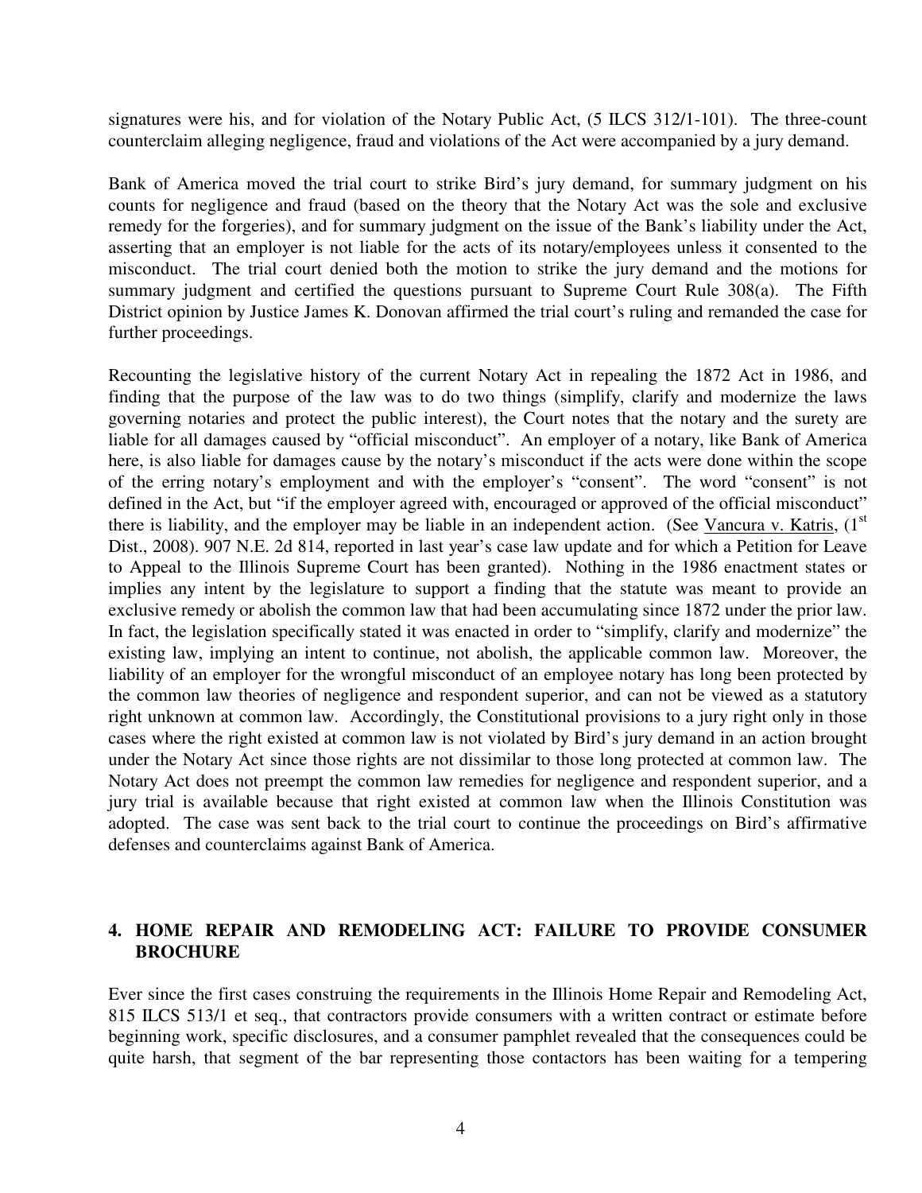signatures were his, and for violation of the Notary Public Act, (5 ILCS 312/1-101). The three-count counterclaim alleging negligence, fraud and violations of the Act were accompanied by a jury demand.

Bank of America moved the trial court to strike Bird's jury demand, for summary judgment on his counts for negligence and fraud (based on the theory that the Notary Act was the sole and exclusive remedy for the forgeries), and for summary judgment on the issue of the Bank's liability under the Act, asserting that an employer is not liable for the acts of its notary/employees unless it consented to the misconduct. The trial court denied both the motion to strike the jury demand and the motions for summary judgment and certified the questions pursuant to Supreme Court Rule 308(a). The Fifth District opinion by Justice James K. Donovan affirmed the trial court's ruling and remanded the case for further proceedings.

Recounting the legislative history of the current Notary Act in repealing the 1872 Act in 1986, and finding that the purpose of the law was to do two things (simplify, clarify and modernize the laws governing notaries and protect the public interest), the Court notes that the notary and the surety are liable for all damages caused by "official misconduct". An employer of a notary, like Bank of America here, is also liable for damages cause by the notary's misconduct if the acts were done within the scope of the erring notary's employment and with the employer's "consent". The word "consent" is not defined in the Act, but "if the employer agreed with, encouraged or approved of the official misconduct" there is liability, and the employer may be liable in an independent action. (See Vancura v. Katris, (1st Dist., 2008). 907 N.E. 2d 814, reported in last year's case law update and for which a Petition for Leave to Appeal to the Illinois Supreme Court has been granted). Nothing in the 1986 enactment states or implies any intent by the legislature to support a finding that the statute was meant to provide an exclusive remedy or abolish the common law that had been accumulating since 1872 under the prior law. In fact, the legislation specifically stated it was enacted in order to "simplify, clarify and modernize" the existing law, implying an intent to continue, not abolish, the applicable common law. Moreover, the liability of an employer for the wrongful misconduct of an employee notary has long been protected by the common law theories of negligence and respondent superior, and can not be viewed as a statutory right unknown at common law. Accordingly, the Constitutional provisions to a jury right only in those cases where the right existed at common law is not violated by Bird's jury demand in an action brought under the Notary Act since those rights are not dissimilar to those long protected at common law. The Notary Act does not preempt the common law remedies for negligence and respondent superior, and a jury trial is available because that right existed at common law when the Illinois Constitution was adopted. The case was sent back to the trial court to continue the proceedings on Bird's affirmative defenses and counterclaims against Bank of America.

### 4. HOME REPAIR AND REMODELING ACT: FAILURE TO PROVIDE CONSUMER BROCHURE

Ever since the first cases construing the requirements in the Illinois Home Repair and Remodeling Act, 815 ILCS 513/1 et seq., that contractors provide consumers with a written contract or estimate before beginning work, specific disclosures, and a consumer pamphlet revealed that the consequences could be quite harsh, that segment of the bar representing those contactors has been waiting for a tempering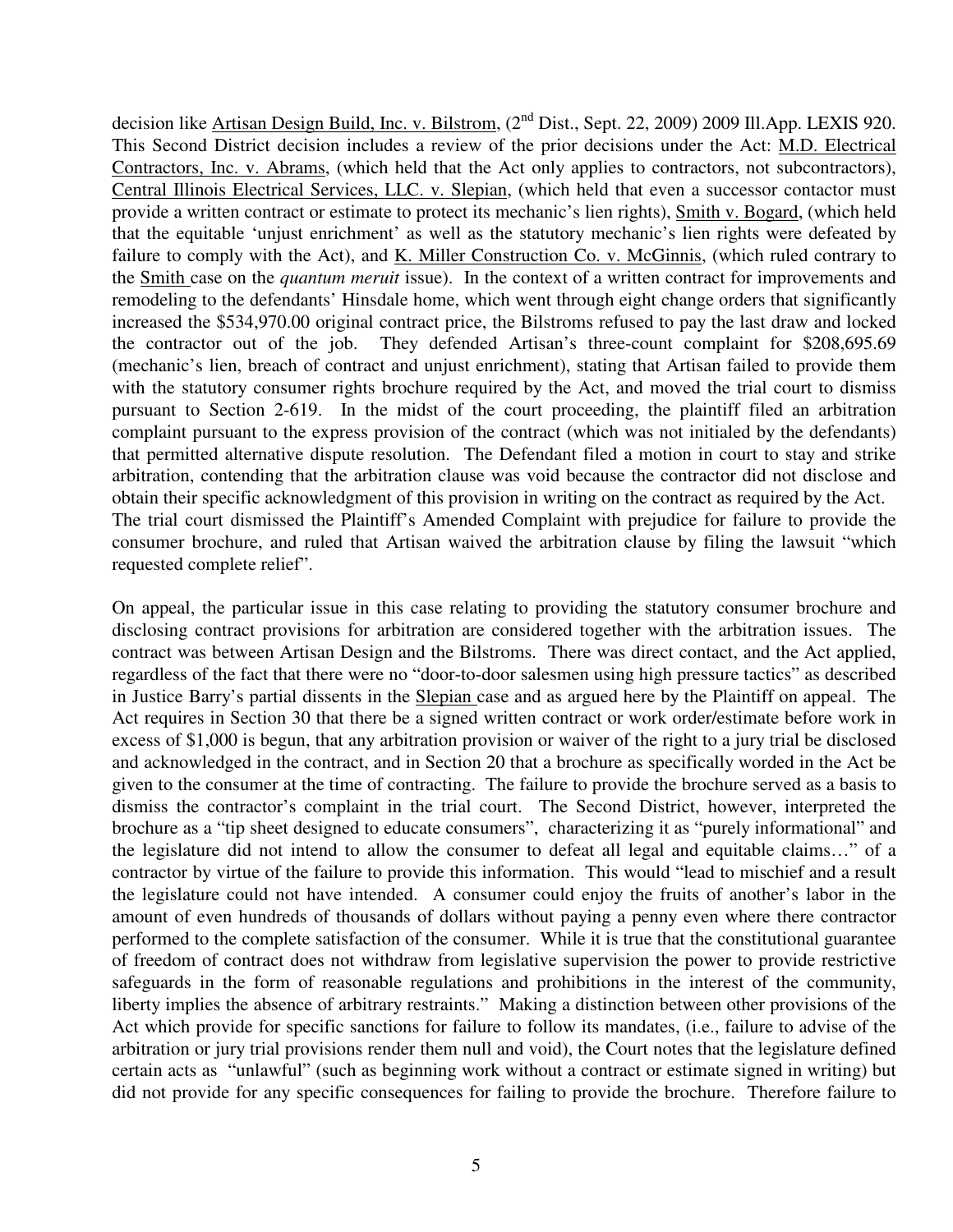decision like Artisan Design Build, Inc. v. Bilstrom, (2nd Dist., Sept. 22, 2009) 2009 Ill.App. LEXIS 920. This Second District decision includes a review of the prior decisions under the Act: M.D. Electrical Contractors, Inc. v. Abrams, (which held that the Act only applies to contractors, not subcontractors), Central Illinois Electrical Services, LLC. v. Slepian, (which held that even a successor contactor must provide a written contract or estimate to protect its mechanic's lien rights), Smith v. Bogard, (which held that the equitable 'unjust enrichment' as well as the statutory mechanic's lien rights were defeated by failure to comply with the Act), and K. Miller Construction Co. v. McGinnis, (which ruled contrary to the Smith case on the *quantum meruit* issue). In the context of a written contract for improvements and remodeling to the defendants' Hinsdale home, which went through eight change orders that significantly increased the $534,970.00 original contract price, the Bilstroms refused to pay the last draw and locked the contractor out of the job. They defended Artisan's three-count complaint for $208,695.69 (mechanic's lien, breach of contract and unjust enrichment), stating that Artisan failed to provide them with the statutory consumer rights brochure required by the Act, and moved the trial court to dismiss pursuant to Section 2-619. In the midst of the court proceeding, the plaintiff filed an arbitration complaint pursuant to the express provision of the contract (which was not initialed by the defendants) that permitted alternative dispute resolution. The Defendant filed a motion in court to stay and strike arbitration, contending that the arbitration clause was void because the contractor did not disclose and obtain their specific acknowledgment of this provision in writing on the contract as required by the Act. The trial court dismissed the Plaintiff's Amended Complaint with prejudice for failure to provide the consumer brochure, and ruled that Artisan waived the arbitration clause by filing the lawsuit "which requested complete relief".

On appeal, the particular issue in this case relating to providing the statutory consumer brochure and disclosing contract provisions for arbitration are considered together with the arbitration issues. The contract was between Artisan Design and the Bilstroms. There was direct contact, and the Act applied, regardless of the fact that there were no "door-to-door salesmen using high pressure tactics" as described in Justice Barry's partial dissents in the Slepian case and as argued here by the Plaintiff on appeal. The Act requires in Section 30 that there be a signed written contract or work order/estimate before work in excess of $1,000 is begun, that any arbitration provision or waiver of the right to a jury trial be disclosed and acknowledged in the contract, and in Section 20 that a brochure as specifically worded in the Act be given to the consumer at the time of contracting. The failure to provide the brochure served as a basis to dismiss the contractor's complaint in the trial court. The Second District, however, interpreted the brochure as a "tip sheet designed to educate consumers", characterizing it as "purely informational" and the legislature did not intend to allow the consumer to defeat all legal and equitable claims…" of a contractor by virtue of the failure to provide this information. This would "lead to mischief and a result the legislature could not have intended. A consumer could enjoy the fruits of another's labor in the amount of even hundreds of thousands of dollars without paying a penny even where there contractor performed to the complete satisfaction of the consumer. While it is true that the constitutional guarantee of freedom of contract does not withdraw from legislative supervision the power to provide restrictive safeguards in the form of reasonable regulations and prohibitions in the interest of the community, liberty implies the absence of arbitrary restraints." Making a distinction between other provisions of the Act which provide for specific sanctions for failure to follow its mandates, (i.e., failure to advise of the arbitration or jury trial provisions render them null and void), the Court notes that the legislature defined certain acts as "unlawful" (such as beginning work without a contract or estimate signed in writing) but did not provide for any specific consequences for failing to provide the brochure. Therefore failure to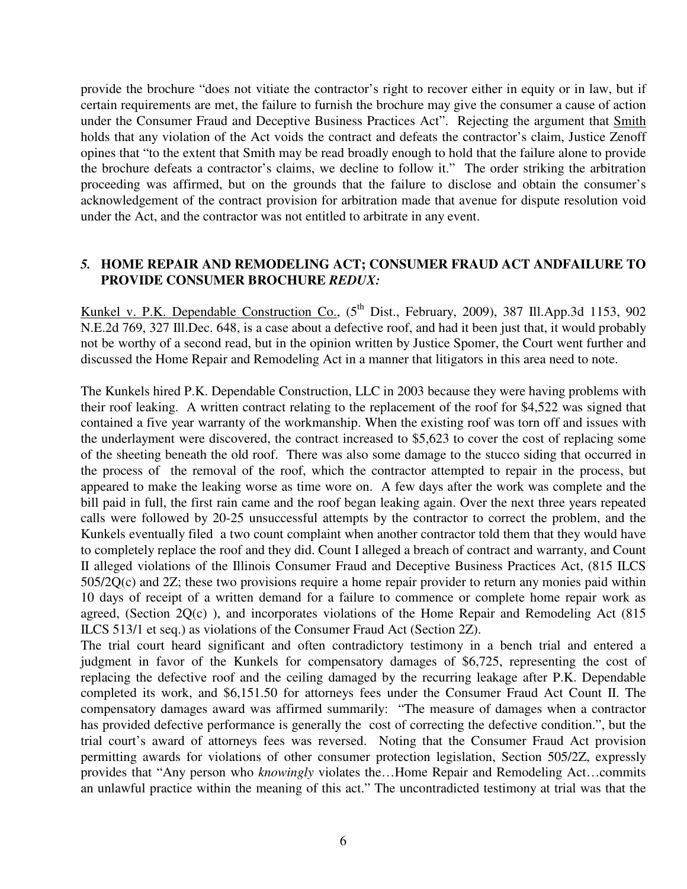provide the brochure "does not vitiate the contractor's right to recover either in equity or in law, but if certain requirements are met, the failure to furnish the brochure may give the consumer a cause of action under the Consumer Fraud and Deceptive Business Practices Act". Rejecting the argument that Smith holds that any violation of the Act voids the contract and defeats the contractor's claim, Justice Zenoff opines that "to the extent that Smith may be read broadly enough to hold that the failure alone to provide the brochure defeats a contractor's claims, we decline to follow it." The order striking the arbitration proceeding was affirmed, but on the grounds that the failure to disclose and obtain the consumer's acknowledgement of the contract provision for arbitration made that avenue for dispute resolution void under the Act, and the contractor was not entitled to arbitrate in any event.

### *5.* **HOME REPAIR AND REMODELING ACT; CONSUMER FRAUD ACT ANDFAILURE TO PROVIDE CONSUMER BROCHURE *REDUX:***

Kunkel v. P.K. Dependable Construction Co., (5th Dist., February, 2009), 387 Ill.App.3d 1153, 902 N.E.2d 769, 327 Ill.Dec. 648, is a case about a defective roof, and had it been just that, it would probably not be worthy of a second read, but in the opinion written by Justice Spomer, the Court went further and discussed the Home Repair and Remodeling Act in a manner that litigators in this area need to note.

The Kunkels hired P.K. Dependable Construction, LLC in 2003 because they were having problems with their roof leaking. A written contract relating to the replacement of the roof for $4,522 was signed that contained a five year warranty of the workmanship. When the existing roof was torn off and issues with the underlayment were discovered, the contract increased to $5,623 to cover the cost of replacing some of the sheeting beneath the old roof. There was also some damage to the stucco siding that occurred in the process of the removal of the roof, which the contractor attempted to repair in the process, but appeared to make the leaking worse as time wore on. A few days after the work was complete and the bill paid in full, the first rain came and the roof began leaking again. Over the next three years repeated calls were followed by 20-25 unsuccessful attempts by the contractor to correct the problem, and the Kunkels eventually filed a two count complaint when another contractor told them that they would have to completely replace the roof and they did. Count I alleged a breach of contract and warranty, and Count II alleged violations of the Illinois Consumer Fraud and Deceptive Business Practices Act, (815 ILCS 505/2Q(c) and 2Z; these two provisions require a home repair provider to return any monies paid within 10 days of receipt of a written demand for a failure to commence or complete home repair work as agreed, (Section 2Q(c) ), and incorporates violations of the Home Repair and Remodeling Act (815 ILCS 513/1 et seq.) as violations of the Consumer Fraud Act (Section 2Z).

The trial court heard significant and often contradictory testimony in a bench trial and entered a judgment in favor of the Kunkels for compensatory damages of $6,725, representing the cost of replacing the defective roof and the ceiling damaged by the recurring leakage after P.K. Dependable completed its work, and $6,151.50 for attorneys fees under the Consumer Fraud Act Count II. The compensatory damages award was affirmed summarily: "The measure of damages when a contractor has provided defective performance is generally the cost of correcting the defective condition.", but the trial court's award of attorneys fees was reversed. Noting that the Consumer Fraud Act provision permitting awards for violations of other consumer protection legislation, Section 505/2Z, expressly provides that "Any person who *knowingly* violates the…Home Repair and Remodeling Act…commits an unlawful practice within the meaning of this act." The uncontradicted testimony at trial was that the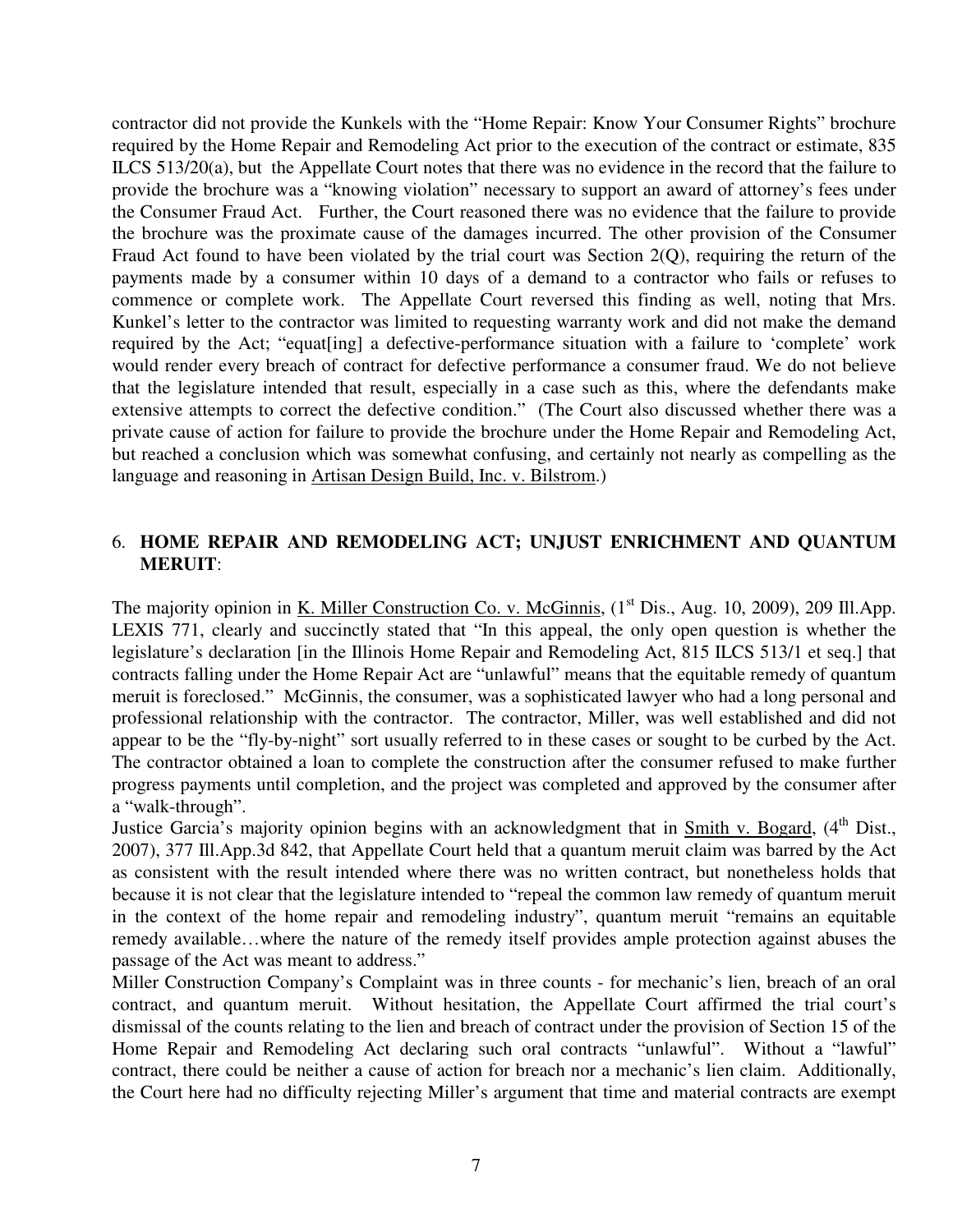contractor did not provide the Kunkels with the "Home Repair: Know Your Consumer Rights" brochure required by the Home Repair and Remodeling Act prior to the execution of the contract or estimate, 835 ILCS 513/20(a), but the Appellate Court notes that there was no evidence in the record that the failure to provide the brochure was a "knowing violation" necessary to support an award of attorney's fees under the Consumer Fraud Act. Further, the Court reasoned there was no evidence that the failure to provide the brochure was the proximate cause of the damages incurred. The other provision of the Consumer Fraud Act found to have been violated by the trial court was Section 2(Q), requiring the return of the payments made by a consumer within 10 days of a demand to a contractor who fails or refuses to commence or complete work. The Appellate Court reversed this finding as well, noting that Mrs. Kunkel's letter to the contractor was limited to requesting warranty work and did not make the demand required by the Act; "equat[ing] a defective-performance situation with a failure to 'complete' work would render every breach of contract for defective performance a consumer fraud. We do not believe that the legislature intended that result, especially in a case such as this, where the defendants make extensive attempts to correct the defective condition." (The Court also discussed whether there was a private cause of action for failure to provide the brochure under the Home Repair and Remodeling Act, but reached a conclusion which was somewhat confusing, and certainly not nearly as compelling as the language and reasoning in Artisan Design Build, Inc. v. Bilstrom.)

## 6. HOME REPAIR AND REMODELING ACT; UNJUST ENRICHMENT AND QUANTUM MERUIT:

The majority opinion in K. Miller Construction Co. v. McGinnis, (1st Dis., Aug. 10, 2009), 209 Ill.App. LEXIS 771, clearly and succinctly stated that "In this appeal, the only open question is whether the legislature's declaration [in the Illinois Home Repair and Remodeling Act, 815 ILCS 513/1 et seq.] that contracts falling under the Home Repair Act are "unlawful" means that the equitable remedy of quantum meruit is foreclosed." McGinnis, the consumer, was a sophisticated lawyer who had a long personal and professional relationship with the contractor. The contractor, Miller, was well established and did not appear to be the "fly-by-night" sort usually referred to in these cases or sought to be curbed by the Act. The contractor obtained a loan to complete the construction after the consumer refused to make further progress payments until completion, and the project was completed and approved by the consumer after a "walk-through".

Justice Garcia's majority opinion begins with an acknowledgment that in Smith v. Bogard, (4th Dist., 2007), 377 Ill.App.3d 842, that Appellate Court held that a quantum meruit claim was barred by the Act as consistent with the result intended where there was no written contract, but nonetheless holds that because it is not clear that the legislature intended to "repeal the common law remedy of quantum meruit in the context of the home repair and remodeling industry", quantum meruit "remains an equitable remedy available…where the nature of the remedy itself provides ample protection against abuses the passage of the Act was meant to address."

Miller Construction Company's Complaint was in three counts - for mechanic's lien, breach of an oral contract, and quantum meruit. Without hesitation, the Appellate Court affirmed the trial court's dismissal of the counts relating to the lien and breach of contract under the provision of Section 15 of the Home Repair and Remodeling Act declaring such oral contracts "unlawful". Without a "lawful" contract, there could be neither a cause of action for breach nor a mechanic's lien claim. Additionally, the Court here had no difficulty rejecting Miller's argument that time and material contracts are exempt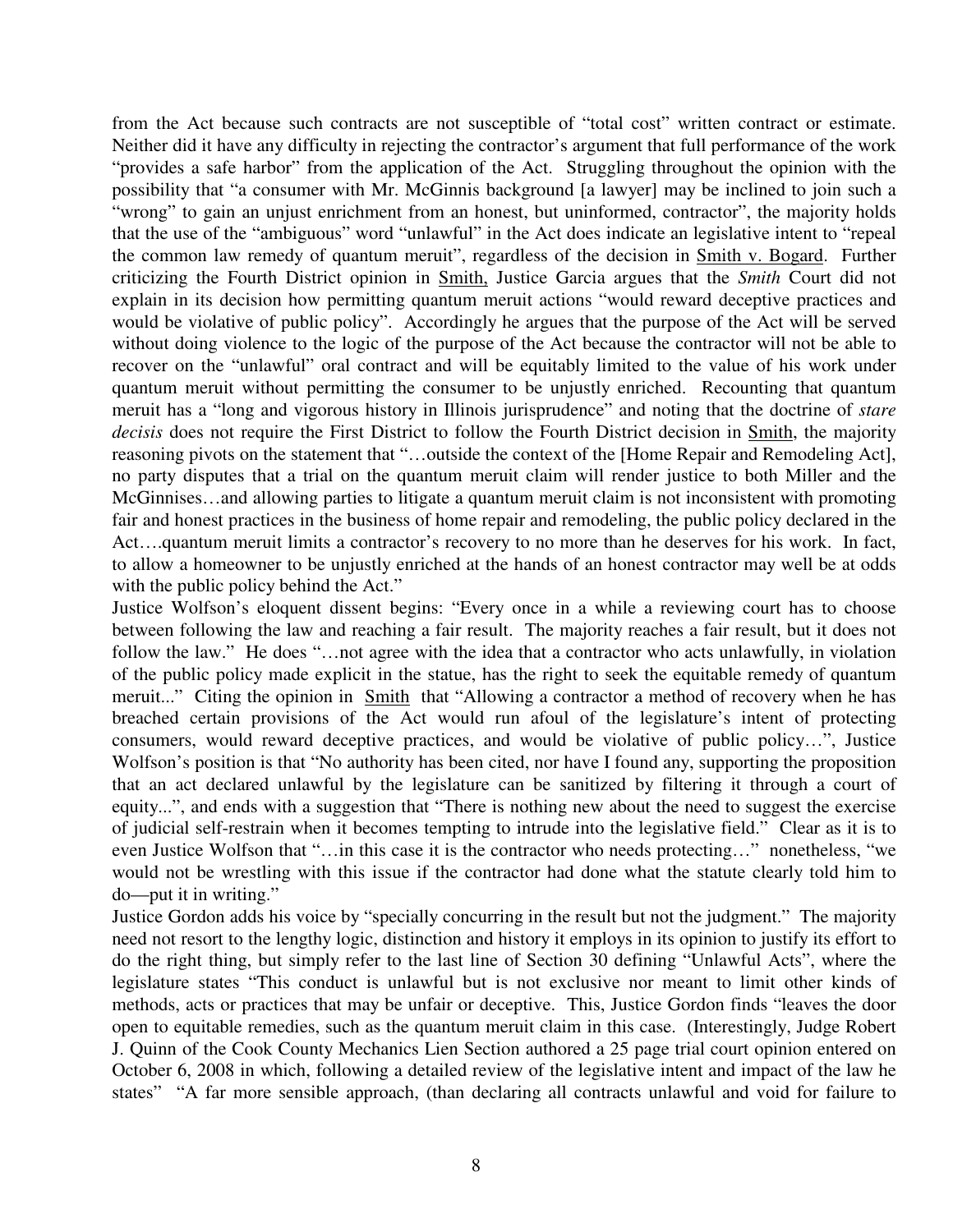from the Act because such contracts are not susceptible of "total cost" written contract or estimate. Neither did it have any difficulty in rejecting the contractor's argument that full performance of the work "provides a safe harbor" from the application of the Act. Struggling throughout the opinion with the possibility that "a consumer with Mr. McGinnis background [a lawyer] may be inclined to join such a "wrong" to gain an unjust enrichment from an honest, but uninformed, contractor", the majority holds that the use of the "ambiguous" word "unlawful" in the Act does indicate an legislative intent to "repeal the common law remedy of quantum meruit", regardless of the decision in Smith v. Bogard. Further criticizing the Fourth District opinion in Smith, Justice Garcia argues that the *Smith* Court did not explain in its decision how permitting quantum meruit actions "would reward deceptive practices and would be violative of public policy". Accordingly he argues that the purpose of the Act will be served without doing violence to the logic of the purpose of the Act because the contractor will not be able to recover on the "unlawful" oral contract and will be equitably limited to the value of his work under quantum meruit without permitting the consumer to be unjustly enriched. Recounting that quantum meruit has a "long and vigorous history in Illinois jurisprudence" and noting that the doctrine of *stare decisis* does not require the First District to follow the Fourth District decision in Smith, the majority reasoning pivots on the statement that "…outside the context of the [Home Repair and Remodeling Act], no party disputes that a trial on the quantum meruit claim will render justice to both Miller and the McGinnises…and allowing parties to litigate a quantum meruit claim is not inconsistent with promoting fair and honest practices in the business of home repair and remodeling, the public policy declared in the Act….quantum meruit limits a contractor's recovery to no more than he deserves for his work. In fact, to allow a homeowner to be unjustly enriched at the hands of an honest contractor may well be at odds with the public policy behind the Act."

Justice Wolfson's eloquent dissent begins: "Every once in a while a reviewing court has to choose between following the law and reaching a fair result. The majority reaches a fair result, but it does not follow the law." He does "…not agree with the idea that a contractor who acts unlawfully, in violation of the public policy made explicit in the statue, has the right to seek the equitable remedy of quantum meruit..." Citing the opinion in Smith that "Allowing a contractor a method of recovery when he has breached certain provisions of the Act would run afoul of the legislature's intent of protecting consumers, would reward deceptive practices, and would be violative of public policy…", Justice Wolfson's position is that "No authority has been cited, nor have I found any, supporting the proposition that an act declared unlawful by the legislature can be sanitized by filtering it through a court of equity...", and ends with a suggestion that "There is nothing new about the need to suggest the exercise of judicial self-restrain when it becomes tempting to intrude into the legislative field." Clear as it is to even Justice Wolfson that "…in this case it is the contractor who needs protecting…" nonetheless, "we would not be wrestling with this issue if the contractor had done what the statute clearly told him to do—put it in writing."

Justice Gordon adds his voice by "specially concurring in the result but not the judgment." The majority need not resort to the lengthy logic, distinction and history it employs in its opinion to justify its effort to do the right thing, but simply refer to the last line of Section 30 defining "Unlawful Acts", where the legislature states "This conduct is unlawful but is not exclusive nor meant to limit other kinds of methods, acts or practices that may be unfair or deceptive. This, Justice Gordon finds "leaves the door open to equitable remedies, such as the quantum meruit claim in this case. (Interestingly, Judge Robert J. Quinn of the Cook County Mechanics Lien Section authored a 25 page trial court opinion entered on October 6, 2008 in which, following a detailed review of the legislative intent and impact of the law he states" "A far more sensible approach, (than declaring all contracts unlawful and void for failure to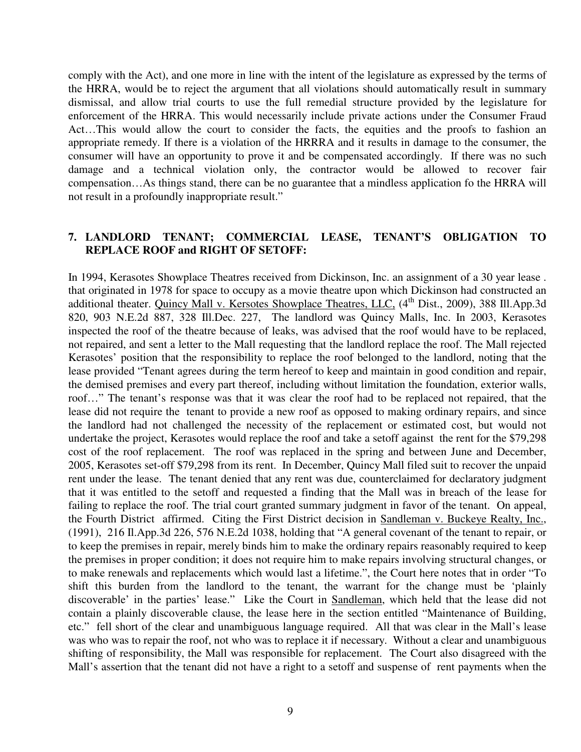comply with the Act), and one more in line with the intent of the legislature as expressed by the terms of the HRRA, would be to reject the argument that all violations should automatically result in summary dismissal, and allow trial courts to use the full remedial structure provided by the legislature for enforcement of the HRRA. This would necessarily include private actions under the Consumer Fraud Act…This would allow the court to consider the facts, the equities and the proofs to fashion an appropriate remedy. If there is a violation of the HRRRA and it results in damage to the consumer, the consumer will have an opportunity to prove it and be compensated accordingly. If there was no such damage and a technical violation only, the contractor would be allowed to recover fair compensation…As things stand, there can be no guarantee that a mindless application fo the HRRA will not result in a profoundly inappropriate result."

**7. LANDLORD TENANT; COMMERCIAL LEASE, TENANT'S OBLIGATION TO REPLACE ROOF and RIGHT OF SETOFF:**

In 1994, Kerasotes Showplace Theatres received from Dickinson, Inc. an assignment of a 30 year lease . that originated in 1978 for space to occupy as a movie theatre upon which Dickinson had constructed an additional theater. Quincy Mall v. Kersotes Showplace Theatres, LLC, (4th Dist., 2009), 388 Ill.App.3d 820, 903 N.E.2d 887, 328 Ill.Dec. 227, The landlord was Quincy Malls, Inc. In 2003, Kerasotes inspected the roof of the theatre because of leaks, was advised that the roof would have to be replaced, not repaired, and sent a letter to the Mall requesting that the landlord replace the roof. The Mall rejected Kerasotes' position that the responsibility to replace the roof belonged to the landlord, noting that the lease provided "Tenant agrees during the term hereof to keep and maintain in good condition and repair, the demised premises and every part thereof, including without limitation the foundation, exterior walls, roof…" The tenant's response was that it was clear the roof had to be replaced not repaired, that the lease did not require the tenant to provide a new roof as opposed to making ordinary repairs, and since the landlord had not challenged the necessity of the replacement or estimated cost, but would not undertake the project, Kerasotes would replace the roof and take a setoff against the rent for the $79,298 cost of the roof replacement. The roof was replaced in the spring and between June and December, 2005, Kerasotes set-off $79,298 from its rent. In December, Quincy Mall filed suit to recover the unpaid rent under the lease. The tenant denied that any rent was due, counterclaimed for declaratory judgment that it was entitled to the setoff and requested a finding that the Mall was in breach of the lease for failing to replace the roof. The trial court granted summary judgment in favor of the tenant. On appeal, the Fourth District affirmed. Citing the First District decision in Sandleman v. Buckeye Realty, Inc., (1991), 216 Il.App.3d 226, 576 N.E.2d 1038, holding that "A general covenant of the tenant to repair, or to keep the premises in repair, merely binds him to make the ordinary repairs reasonably required to keep the premises in proper condition; it does not require him to make repairs involving structural changes, or to make renewals and replacements which would last a lifetime.", the Court here notes that in order "To shift this burden from the landlord to the tenant, the warrant for the change must be 'plainly discoverable' in the parties' lease." Like the Court in Sandleman, which held that the lease did not contain a plainly discoverable clause, the lease here in the section entitled "Maintenance of Building, etc." fell short of the clear and unambiguous language required. All that was clear in the Mall's lease was who was to repair the roof, not who was to replace it if necessary. Without a clear and unambiguous shifting of responsibility, the Mall was responsible for replacement. The Court also disagreed with the Mall's assertion that the tenant did not have a right to a setoff and suspense of rent payments when the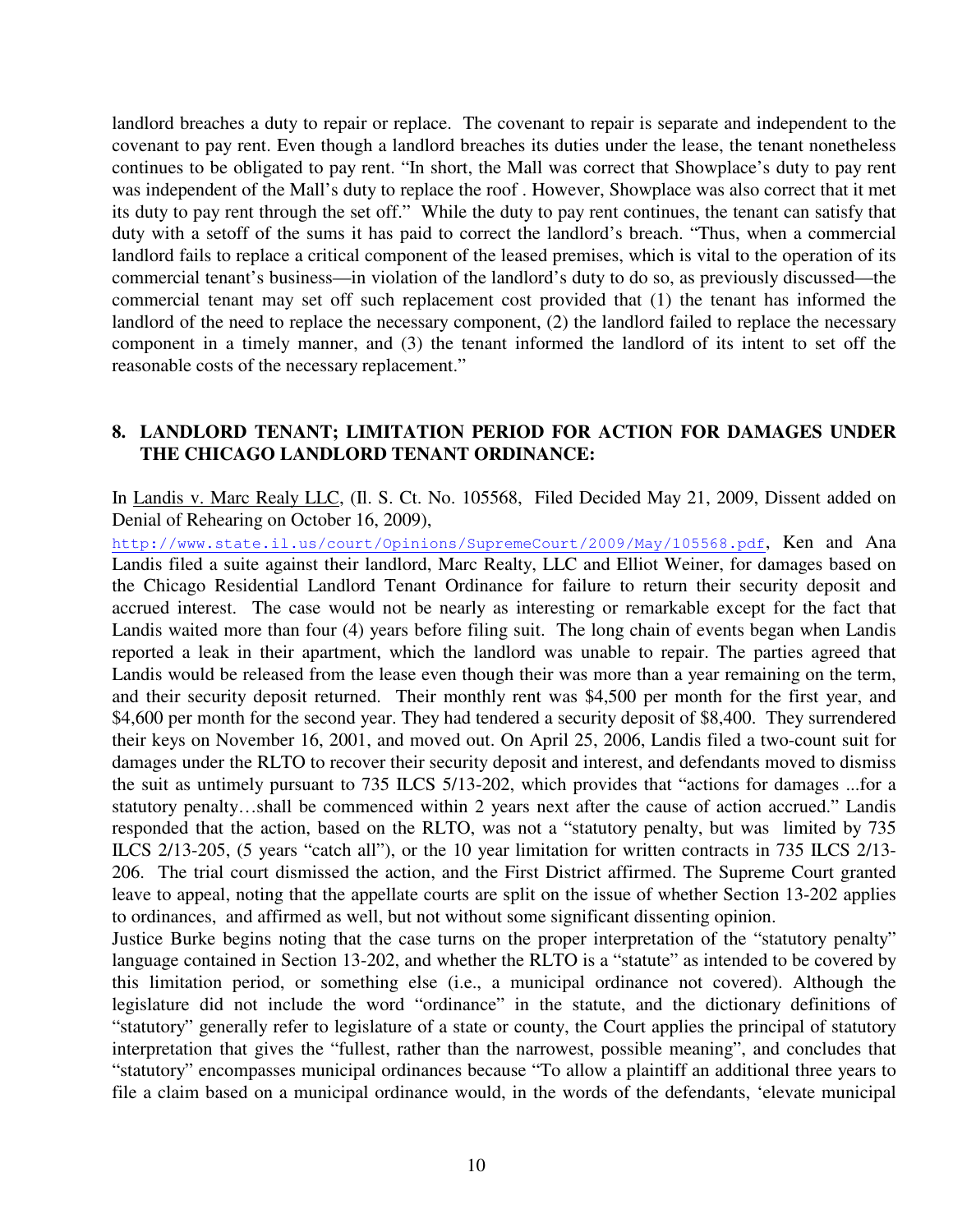landlord breaches a duty to repair or replace. The covenant to repair is separate and independent to the covenant to pay rent. Even though a landlord breaches its duties under the lease, the tenant nonetheless continues to be obligated to pay rent. "In short, the Mall was correct that Showplace's duty to pay rent was independent of the Mall's duty to replace the roof . However, Showplace was also correct that it met its duty to pay rent through the set off." While the duty to pay rent continues, the tenant can satisfy that duty with a setoff of the sums it has paid to correct the landlord's breach. "Thus, when a commercial landlord fails to replace a critical component of the leased premises, which is vital to the operation of its commercial tenant's business—in violation of the landlord's duty to do so, as previously discussed—the commercial tenant may set off such replacement cost provided that (1) the tenant has informed the landlord of the need to replace the necessary component, (2) the landlord failed to replace the necessary component in a timely manner, and (3) the tenant informed the landlord of its intent to set off the reasonable costs of the necessary replacement."

## 8. LANDLORD TENANT; LIMITATION PERIOD FOR ACTION FOR DAMAGES UNDER THE CHICAGO LANDLORD TENANT ORDINANCE:

In Landis v. Marc Realy LLC, (Il. S. Ct. No. 105568, Filed Decided May 21, 2009, Dissent added on Denial of Rehearing on October 16, 2009), http://www.state.il.us/court/Opinions/SupremeCourt/2009/May/105568.pdf, Ken and Ana Landis filed a suite against their landlord, Marc Realty, LLC and Elliot Weiner, for damages based on the Chicago Residential Landlord Tenant Ordinance for failure to return their security deposit and accrued interest. The case would not be nearly as interesting or remarkable except for the fact that Landis waited more than four (4) years before filing suit. The long chain of events began when Landis reported a leak in their apartment, which the landlord was unable to repair. The parties agreed that Landis would be released from the lease even though their was more than a year remaining on the term, and their security deposit returned. Their monthly rent was $4,500 per month for the first year, and $4,600 per month for the second year. They had tendered a security deposit of $8,400. They surrendered their keys on November 16, 2001, and moved out. On April 25, 2006, Landis filed a two-count suit for damages under the RLTO to recover their security deposit and interest, and defendants moved to dismiss the suit as untimely pursuant to 735 ILCS 5/13-202, which provides that "actions for damages ...for a statutory penalty…shall be commenced within 2 years next after the cause of action accrued." Landis responded that the action, based on the RLTO, was not a "statutory penalty, but was limited by 735 ILCS 2/13-205, (5 years "catch all"), or the 10 year limitation for written contracts in 735 ILCS 2/13-206. The trial court dismissed the action, and the First District affirmed. The Supreme Court granted leave to appeal, noting that the appellate courts are split on the issue of whether Section 13-202 applies to ordinances, and affirmed as well, but not without some significant dissenting opinion.

Justice Burke begins noting that the case turns on the proper interpretation of the "statutory penalty" language contained in Section 13-202, and whether the RLTO is a "statute" as intended to be covered by this limitation period, or something else (i.e., a municipal ordinance not covered). Although the legislature did not include the word "ordinance" in the statute, and the dictionary definitions of "statutory" generally refer to legislature of a state or county, the Court applies the principal of statutory interpretation that gives the "fullest, rather than the narrowest, possible meaning", and concludes that "statutory" encompasses municipal ordinances because "To allow a plaintiff an additional three years to file a claim based on a municipal ordinance would, in the words of the defendants, 'elevate municipal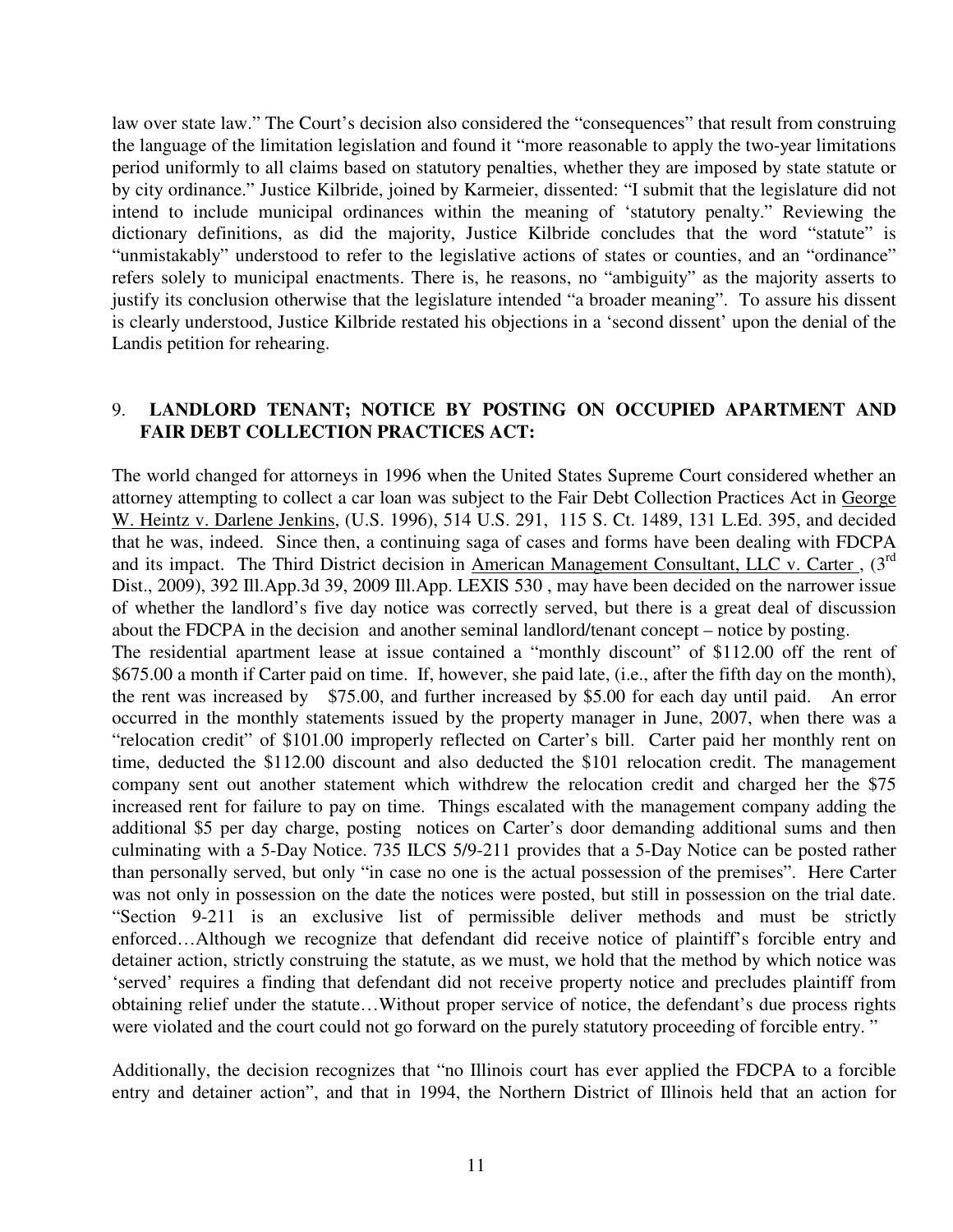law over state law." The Court's decision also considered the "consequences" that result from construing the language of the limitation legislation and found it "more reasonable to apply the two-year limitations period uniformly to all claims based on statutory penalties, whether they are imposed by state statute or by city ordinance." Justice Kilbride, joined by Karmeier, dissented: "I submit that the legislature did not intend to include municipal ordinances within the meaning of 'statutory penalty." Reviewing the dictionary definitions, as did the majority, Justice Kilbride concludes that the word "statute" is "unmistakably" understood to refer to the legislative actions of states or counties, and an "ordinance" refers solely to municipal enactments. There is, he reasons, no "ambiguity" as the majority asserts to justify its conclusion otherwise that the legislature intended "a broader meaning". To assure his dissent is clearly understood, Justice Kilbride restated his objections in a 'second dissent' upon the denial of the Landis petition for rehearing.

## 9. LANDLORD TENANT; NOTICE BY POSTING ON OCCUPIED APARTMENT AND FAIR DEBT COLLECTION PRACTICES ACT:

The world changed for attorneys in 1996 when the United States Supreme Court considered whether an attorney attempting to collect a car loan was subject to the Fair Debt Collection Practices Act in George W. Heintz v. Darlene Jenkins, (U.S. 1996), 514 U.S. 291, 115 S. Ct. 1489, 131 L.Ed. 395, and decided that he was, indeed. Since then, a continuing saga of cases and forms have been dealing with FDCPA and its impact. The Third District decision in American Management Consultant, LLC v. Carter , (3rd Dist., 2009), 392 Ill.App.3d 39, 2009 Ill.App. LEXIS 530 , may have been decided on the narrower issue of whether the landlord's five day notice was correctly served, but there is a great deal of discussion about the FDCPA in the decision and another seminal landlord/tenant concept – notice by posting.

The residential apartment lease at issue contained a "monthly discount" of \$112.00 off the rent of \$675.00 a month if Carter paid on time. If, however, she paid late, (i.e., after the fifth day on the month), the rent was increased by \$75.00, and further increased by \$5.00 for each day until paid. An error occurred in the monthly statements issued by the property manager in June, 2007, when there was a "relocation credit" of \$101.00 improperly reflected on Carter's bill. Carter paid her monthly rent on time, deducted the \$112.00 discount and also deducted the \$101 relocation credit. The management company sent out another statement which withdrew the relocation credit and charged her the \$75 increased rent for failure to pay on time. Things escalated with the management company adding the additional \$5 per day charge, posting notices on Carter's door demanding additional sums and then culminating with a 5-Day Notice. 735 ILCS 5/9-211 provides that a 5-Day Notice can be posted rather than personally served, but only "in case no one is the actual possession of the premises". Here Carter was not only in possession on the date the notices were posted, but still in possession on the trial date. "Section 9-211 is an exclusive list of permissible deliver methods and must be strictly enforced…Although we recognize that defendant did receive notice of plaintiff's forcible entry and detainer action, strictly construing the statute, as we must, we hold that the method by which notice was 'served' requires a finding that defendant did not receive property notice and precludes plaintiff from obtaining relief under the statute…Without proper service of notice, the defendant's due process rights were violated and the court could not go forward on the purely statutory proceeding of forcible entry. "

Additionally, the decision recognizes that "no Illinois court has ever applied the FDCPA to a forcible entry and detainer action", and that in 1994, the Northern District of Illinois held that an action for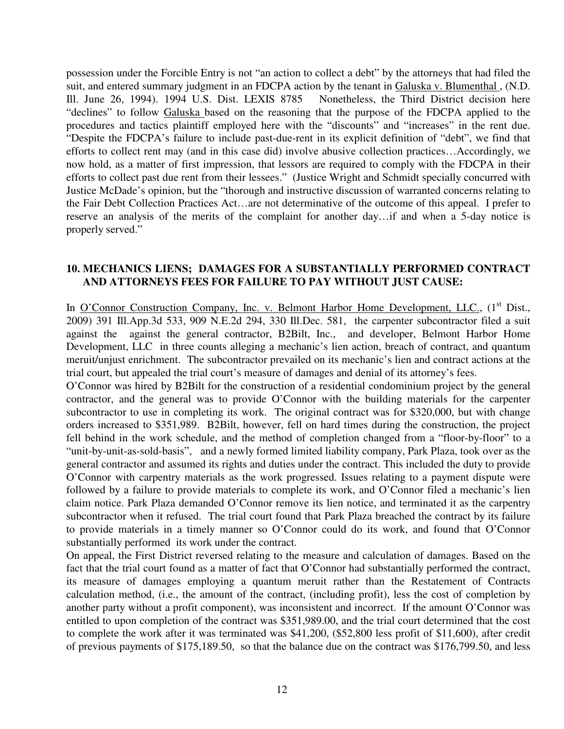possession under the Forcible Entry is not "an action to collect a debt" by the attorneys that had filed the suit, and entered summary judgment in an FDCPA action by the tenant in Galuska v. Blumenthal , (N.D. Ill. June 26, 1994). 1994 U.S. Dist. LEXIS 8785 Nonetheless, the Third District decision here "declines" to follow Galuska based on the reasoning that the purpose of the FDCPA applied to the procedures and tactics plaintiff employed here with the "discounts" and "increases" in the rent due. "Despite the FDCPA's failure to include past-due-rent in its explicit definition of "debt", we find that efforts to collect rent may (and in this case did) involve abusive collection practices…Accordingly, we now hold, as a matter of first impression, that lessors are required to comply with the FDCPA in their efforts to collect past due rent from their lessees." (Justice Wright and Schmidt specially concurred with Justice McDade's opinion, but the "thorough and instructive discussion of warranted concerns relating to the Fair Debt Collection Practices Act…are not determinative of the outcome of this appeal. I prefer to reserve an analysis of the merits of the complaint for another day…if and when a 5-day notice is properly served."

## 10. MECHANICS LIENS; DAMAGES FOR A SUBSTANTIALLY PERFORMED CONTRACT AND ATTORNEYS FEES FOR FAILURE TO PAY WITHOUT JUST CAUSE:

In O'Connor Construction Company, Inc. v. Belmont Harbor Home Development, LLC., (1st Dist., 2009) 391 Ill.App.3d 533, 909 N.E.2d 294, 330 Ill.Dec. 581, the carpenter subcontractor filed a suit against the against the general contractor, B2Bilt, Inc., and developer, Belmont Harbor Home Development, LLC in three counts alleging a mechanic's lien action, breach of contract, and quantum meruit/unjust enrichment. The subcontractor prevailed on its mechanic's lien and contract actions at the trial court, but appealed the trial court's measure of damages and denial of its attorney's fees.

O'Connor was hired by B2Bilt for the construction of a residential condominium project by the general contractor, and the general was to provide O'Connor with the building materials for the carpenter subcontractor to use in completing its work. The original contract was for $320,000, but with change orders increased to $351,989. B2Bilt, however, fell on hard times during the construction, the project fell behind in the work schedule, and the method of completion changed from a "floor-by-floor" to a "unit-by-unit-as-sold-basis", and a newly formed limited liability company, Park Plaza, took over as the general contractor and assumed its rights and duties under the contract. This included the duty to provide O'Connor with carpentry materials as the work progressed. Issues relating to a payment dispute were followed by a failure to provide materials to complete its work, and O'Connor filed a mechanic's lien claim notice. Park Plaza demanded O'Connor remove its lien notice, and terminated it as the carpentry subcontractor when it refused. The trial court found that Park Plaza breached the contract by its failure to provide materials in a timely manner so O'Connor could do its work, and found that O'Connor substantially performed its work under the contract.

On appeal, the First District reversed relating to the measure and calculation of damages. Based on the fact that the trial court found as a matter of fact that O'Connor had substantially performed the contract, its measure of damages employing a quantum meruit rather than the Restatement of Contracts calculation method, (i.e., the amount of the contract, (including profit), less the cost of completion by another party without a profit component), was inconsistent and incorrect. If the amount O'Connor was entitled to upon completion of the contract was $351,989.00, and the trial court determined that the cost to complete the work after it was terminated was $41,200, ($52,800 less profit of $11,600), after credit of previous payments of $175,189.50, so that the balance due on the contract was $176,799.50, and less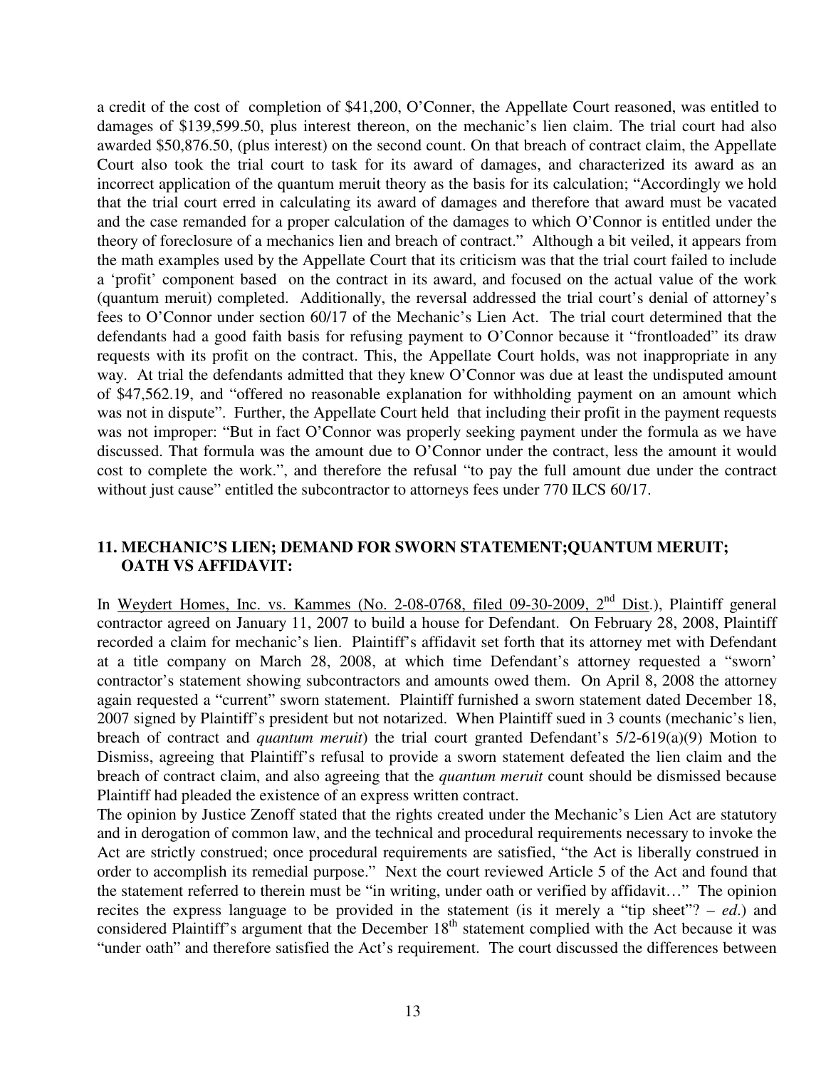a credit of the cost of completion of $41,200, O'Conner, the Appellate Court reasoned, was entitled to damages of $139,599.50, plus interest thereon, on the mechanic's lien claim. The trial court had also awarded $50,876.50, (plus interest) on the second count. On that breach of contract claim, the Appellate Court also took the trial court to task for its award of damages, and characterized its award as an incorrect application of the quantum meruit theory as the basis for its calculation; "Accordingly we hold that the trial court erred in calculating its award of damages and therefore that award must be vacated and the case remanded for a proper calculation of the damages to which O'Connor is entitled under the theory of foreclosure of a mechanics lien and breach of contract." Although a bit veiled, it appears from the math examples used by the Appellate Court that its criticism was that the trial court failed to include a 'profit' component based on the contract in its award, and focused on the actual value of the work (quantum meruit) completed. Additionally, the reversal addressed the trial court's denial of attorney's fees to O'Connor under section 60/17 of the Mechanic's Lien Act. The trial court determined that the defendants had a good faith basis for refusing payment to O'Connor because it "frontloaded" its draw requests with its profit on the contract. This, the Appellate Court holds, was not inappropriate in any way. At trial the defendants admitted that they knew O'Connor was due at least the undisputed amount of $47,562.19, and "offered no reasonable explanation for withholding payment on an amount which was not in dispute". Further, the Appellate Court held that including their profit in the payment requests was not improper: "But in fact O'Connor was properly seeking payment under the formula as we have discussed. That formula was the amount due to O'Connor under the contract, less the amount it would cost to complete the work.", and therefore the refusal "to pay the full amount due under the contract without just cause" entitled the subcontractor to attorneys fees under 770 ILCS 60/17.

## 11. MECHANIC'S LIEN; DEMAND FOR SWORN STATEMENT;QUANTUM MERUIT; OATH VS AFFIDAVIT:

In Weydert Homes, Inc. vs. Kammes (No. 2-08-0768, filed 09-30-2009, 2nd Dist.), Plaintiff general contractor agreed on January 11, 2007 to build a house for Defendant. On February 28, 2008, Plaintiff recorded a claim for mechanic's lien. Plaintiff's affidavit set forth that its attorney met with Defendant at a title company on March 28, 2008, at which time Defendant's attorney requested a "sworn' contractor's statement showing subcontractors and amounts owed them. On April 8, 2008 the attorney again requested a "current" sworn statement. Plaintiff furnished a sworn statement dated December 18, 2007 signed by Plaintiff's president but not notarized. When Plaintiff sued in 3 counts (mechanic's lien, breach of contract and *quantum meruit*) the trial court granted Defendant's 5/2-619(a)(9) Motion to Dismiss, agreeing that Plaintiff's refusal to provide a sworn statement defeated the lien claim and the breach of contract claim, and also agreeing that the *quantum meruit* count should be dismissed because Plaintiff had pleaded the existence of an express written contract.

The opinion by Justice Zenoff stated that the rights created under the Mechanic's Lien Act are statutory and in derogation of common law, and the technical and procedural requirements necessary to invoke the Act are strictly construed; once procedural requirements are satisfied, "the Act is liberally construed in order to accomplish its remedial purpose." Next the court reviewed Article 5 of the Act and found that the statement referred to therein must be "in writing, under oath or verified by affidavit…" The opinion recites the express language to be provided in the statement (is it merely a "tip sheet"? – *ed*.) and considered Plaintiff's argument that the December 18th statement complied with the Act because it was "under oath" and therefore satisfied the Act's requirement. The court discussed the differences between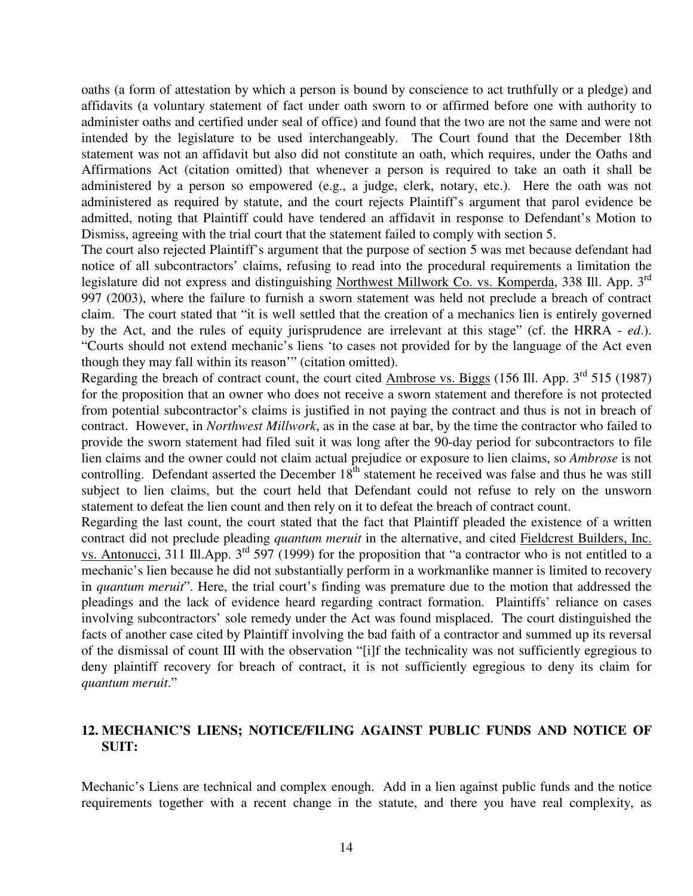oaths (a form of attestation by which a person is bound by conscience to act truthfully or a pledge) and affidavits (a voluntary statement of fact under oath sworn to or affirmed before one with authority to administer oaths and certified under seal of office) and found that the two are not the same and were not intended by the legislature to be used interchangeably. The Court found that the December 18th statement was not an affidavit but also did not constitute an oath, which requires, under the Oaths and Affirmations Act (citation omitted) that whenever a person is required to take an oath it shall be administered by a person so empowered (e.g., a judge, clerk, notary, etc.). Here the oath was not administered as required by statute, and the court rejects Plaintiff's argument that parol evidence be admitted, noting that Plaintiff could have tendered an affidavit in response to Defendant's Motion to Dismiss, agreeing with the trial court that the statement failed to comply with section 5.

The court also rejected Plaintiff's argument that the purpose of section 5 was met because defendant had notice of all subcontractors' claims, refusing to read into the procedural requirements a limitation the legislature did not express and distinguishing <u>Northwest Millwork Co. vs. Komperda</u>, 338 Ill. App. 3rd 997 (2003), where the failure to furnish a sworn statement was held not preclude a breach of contract claim. The court stated that "it is well settled that the creation of a mechanics lien is entirely governed by the Act, and the rules of equity jurisprudence are irrelevant at this stage" (cf. the HRRA - *ed*.). "Courts should not extend mechanic's liens 'to cases not provided for by the language of the Act even though they may fall within its reason'" (citation omitted).

Regarding the breach of contract count, the court cited <u>Ambrose vs. Biggs</u> (156 Ill. App. 3rd 515 (1987) for the proposition that an owner who does not receive a sworn statement and therefore is not protected from potential subcontractor's claims is justified in not paying the contract and thus is not in breach of contract. However, in *Northwest Millwork*, as in the case at bar, by the time the contractor who failed to provide the sworn statement had filed suit it was long after the 90-day period for subcontractors to file lien claims and the owner could not claim actual prejudice or exposure to lien claims, so *Ambrose* is not controlling. Defendant asserted the December 18th statement he received was false and thus he was still subject to lien claims, but the court held that Defendant could not refuse to rely on the unsworn statement to defeat the lien count and then rely on it to defeat the breach of contract count.

Regarding the last count, the court stated that the fact that Plaintiff pleaded the existence of a written contract did not preclude pleading *quantum meruit* in the alternative, and cited <u>Fieldcrest Builders, Inc. vs. Antonucci</u>, 311 Ill.App. 3rd 597 (1999) for the proposition that "a contractor who is not entitled to a mechanic's lien because he did not substantially perform in a workmanlike manner is limited to recovery in *quantum meruit*". Here, the trial court's finding was premature due to the motion that addressed the pleadings and the lack of evidence heard regarding contract formation. Plaintiffs' reliance on cases involving subcontractors' sole remedy under the Act was found misplaced. The court distinguished the facts of another case cited by Plaintiff involving the bad faith of a contractor and summed up its reversal of the dismissal of count III with the observation "[i]f the technicality was not sufficiently egregious to deny plaintiff recovery for breach of contract, it is not sufficiently egregious to deny its claim for *quantum meruit*."

## 12. MECHANIC'S LIENS; NOTICE/FILING AGAINST PUBLIC FUNDS AND NOTICE OF SUIT:

Mechanic's Liens are technical and complex enough. Add in a lien against public funds and the notice requirements together with a recent change in the statute, and there you have real complexity, as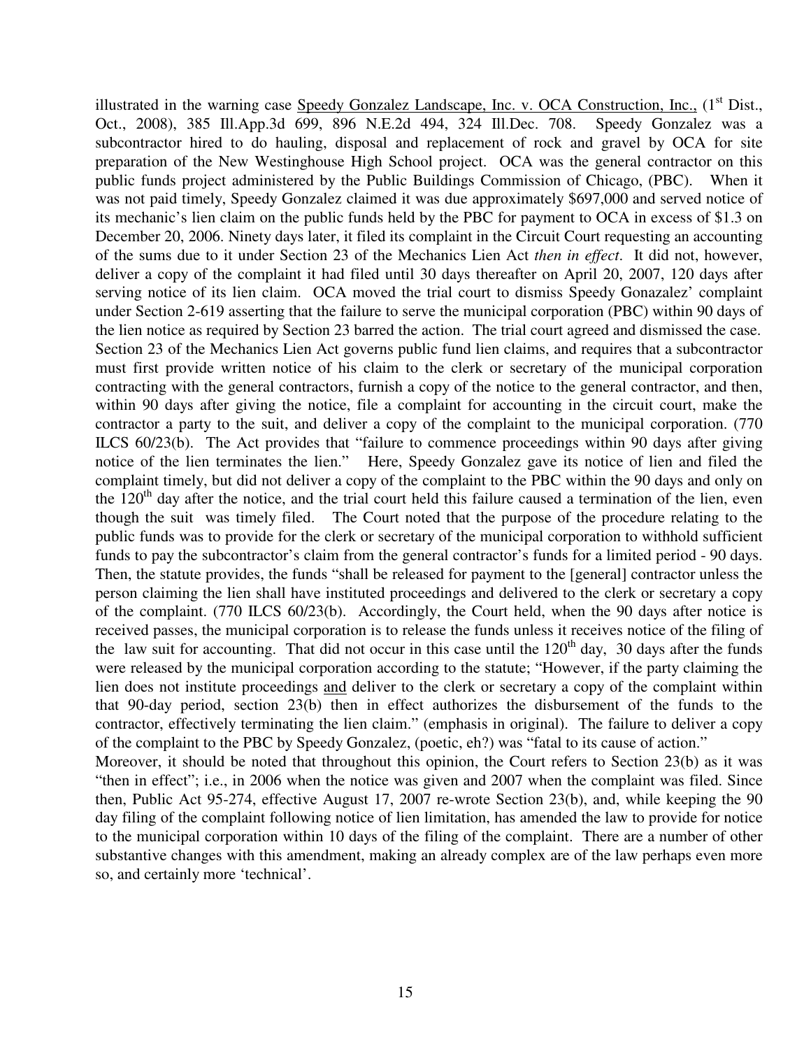illustrated in the warning case Speedy Gonzalez Landscape, Inc. v. OCA Construction, Inc., (1st Dist., Oct., 2008), 385 Ill.App.3d 699, 896 N.E.2d 494, 324 Ill.Dec. 708. Speedy Gonzalez was a subcontractor hired to do hauling, disposal and replacement of rock and gravel by OCA for site preparation of the New Westinghouse High School project. OCA was the general contractor on this public funds project administered by the Public Buildings Commission of Chicago, (PBC). When it was not paid timely, Speedy Gonzalez claimed it was due approximately $697,000 and served notice of its mechanic's lien claim on the public funds held by the PBC for payment to OCA in excess of $1.3 on December 20, 2006. Ninety days later, it filed its complaint in the Circuit Court requesting an accounting of the sums due to it under Section 23 of the Mechanics Lien Act *then in effect*. It did not, however, deliver a copy of the complaint it had filed until 30 days thereafter on April 20, 2007, 120 days after serving notice of its lien claim. OCA moved the trial court to dismiss Speedy Gonazalez' complaint under Section 2-619 asserting that the failure to serve the municipal corporation (PBC) within 90 days of the lien notice as required by Section 23 barred the action. The trial court agreed and dismissed the case. Section 23 of the Mechanics Lien Act governs public fund lien claims, and requires that a subcontractor must first provide written notice of his claim to the clerk or secretary of the municipal corporation contracting with the general contractors, furnish a copy of the notice to the general contractor, and then, within 90 days after giving the notice, file a complaint for accounting in the circuit court, make the contractor a party to the suit, and deliver a copy of the complaint to the municipal corporation. (770 ILCS 60/23(b). The Act provides that "failure to commence proceedings within 90 days after giving notice of the lien terminates the lien." Here, Speedy Gonzalez gave its notice of lien and filed the complaint timely, but did not deliver a copy of the complaint to the PBC within the 90 days and only on the 120th day after the notice, and the trial court held this failure caused a termination of the lien, even though the suit was timely filed. The Court noted that the purpose of the procedure relating to the public funds was to provide for the clerk or secretary of the municipal corporation to withhold sufficient funds to pay the subcontractor's claim from the general contractor's funds for a limited period - 90 days. Then, the statute provides, the funds "shall be released for payment to the [general] contractor unless the person claiming the lien shall have instituted proceedings and delivered to the clerk or secretary a copy of the complaint. (770 ILCS 60/23(b). Accordingly, the Court held, when the 90 days after notice is received passes, the municipal corporation is to release the funds unless it receives notice of the filing of the law suit for accounting. That did not occur in this case until the 120th day, 30 days after the funds were released by the municipal corporation according to the statute; "However, if the party claiming the lien does not institute proceedings <u>and</u> deliver to the clerk or secretary a copy of the complaint within that 90-day period, section 23(b) then in effect authorizes the disbursement of the funds to the contractor, effectively terminating the lien claim." (emphasis in original). The failure to deliver a copy of the complaint to the PBC by Speedy Gonzalez, (poetic, eh?) was "fatal to its cause of action."

Moreover, it should be noted that throughout this opinion, the Court refers to Section 23(b) as it was "then in effect"; i.e., in 2006 when the notice was given and 2007 when the complaint was filed. Since then, Public Act 95-274, effective August 17, 2007 re-wrote Section 23(b), and, while keeping the 90 day filing of the complaint following notice of lien limitation, has amended the law to provide for notice to the municipal corporation within 10 days of the filing of the complaint. There are a number of other substantive changes with this amendment, making an already complex are of the law perhaps even more so, and certainly more 'technical'.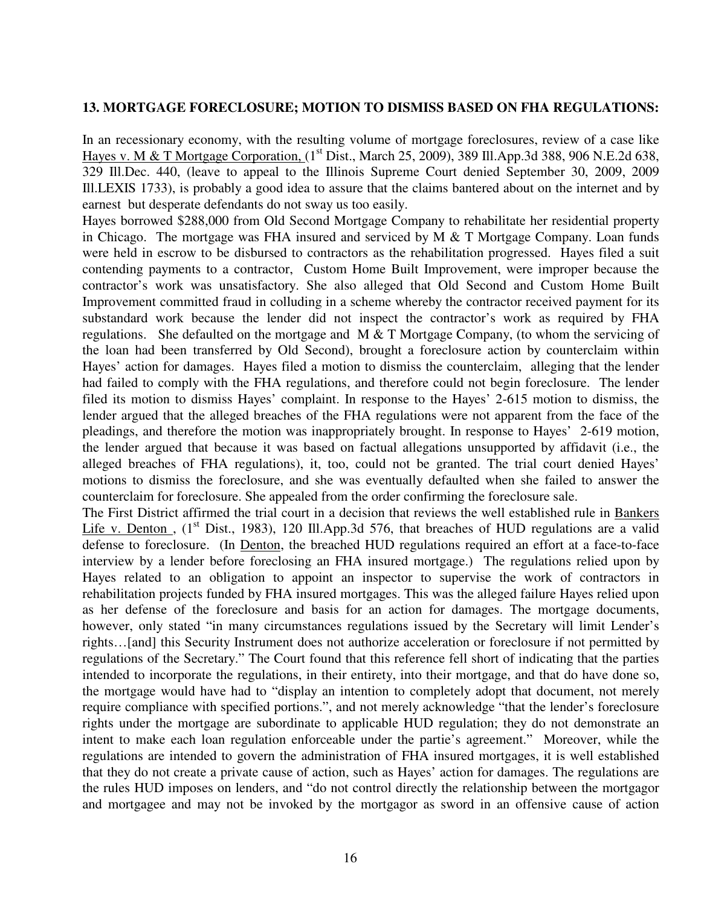**13. MORTGAGE FORECLOSURE; MOTION TO DISMISS BASED ON FHA REGULATIONS:**

In an recessionary economy, with the resulting volume of mortgage foreclosures, review of a case like Hayes v. M & T Mortgage Corporation, (1st Dist., March 25, 2009), 389 Ill.App.3d 388, 906 N.E.2d 638, 329 Ill.Dec. 440, (leave to appeal to the Illinois Supreme Court denied September 30, 2009, 2009 Ill.LEXIS 1733), is probably a good idea to assure that the claims bantered about on the internet and by earnest but desperate defendants do not sway us too easily.

Hayes borrowed $288,000 from Old Second Mortgage Company to rehabilitate her residential property in Chicago. The mortgage was FHA insured and serviced by M & T Mortgage Company. Loan funds were held in escrow to be disbursed to contractors as the rehabilitation progressed. Hayes filed a suit contending payments to a contractor, Custom Home Built Improvement, were improper because the contractor's work was unsatisfactory. She also alleged that Old Second and Custom Home Built Improvement committed fraud in colluding in a scheme whereby the contractor received payment for its substandard work because the lender did not inspect the contractor's work as required by FHA regulations. She defaulted on the mortgage and M & T Mortgage Company, (to whom the servicing of the loan had been transferred by Old Second), brought a foreclosure action by counterclaim within Hayes' action for damages. Hayes filed a motion to dismiss the counterclaim, alleging that the lender had failed to comply with the FHA regulations, and therefore could not begin foreclosure. The lender filed its motion to dismiss Hayes' complaint. In response to the Hayes' 2-615 motion to dismiss, the lender argued that the alleged breaches of the FHA regulations were not apparent from the face of the pleadings, and therefore the motion was inappropriately brought. In response to Hayes' 2-619 motion, the lender argued that because it was based on factual allegations unsupported by affidavit (i.e., the alleged breaches of FHA regulations), it, too, could not be granted. The trial court denied Hayes' motions to dismiss the foreclosure, and she was eventually defaulted when she failed to answer the counterclaim for foreclosure. She appealed from the order confirming the foreclosure sale.

The First District affirmed the trial court in a decision that reviews the well established rule in Bankers Life v. Denton , (1st Dist., 1983), 120 Ill.App.3d 576, that breaches of HUD regulations are a valid defense to foreclosure. (In Denton, the breached HUD regulations required an effort at a face-to-face interview by a lender before foreclosing an FHA insured mortgage.) The regulations relied upon by Hayes related to an obligation to appoint an inspector to supervise the work of contractors in rehabilitation projects funded by FHA insured mortgages. This was the alleged failure Hayes relied upon as her defense of the foreclosure and basis for an action for damages. The mortgage documents, however, only stated "in many circumstances regulations issued by the Secretary will limit Lender's rights…[and] this Security Instrument does not authorize acceleration or foreclosure if not permitted by regulations of the Secretary." The Court found that this reference fell short of indicating that the parties intended to incorporate the regulations, in their entirety, into their mortgage, and that do have done so, the mortgage would have had to "display an intention to completely adopt that document, not merely require compliance with specified portions.", and not merely acknowledge "that the lender's foreclosure rights under the mortgage are subordinate to applicable HUD regulation; they do not demonstrate an intent to make each loan regulation enforceable under the partie's agreement." Moreover, while the regulations are intended to govern the administration of FHA insured mortgages, it is well established that they do not create a private cause of action, such as Hayes' action for damages. The regulations are the rules HUD imposes on lenders, and "do not control directly the relationship between the mortgagor and mortgagee and may not be invoked by the mortgagor as sword in an offensive cause of action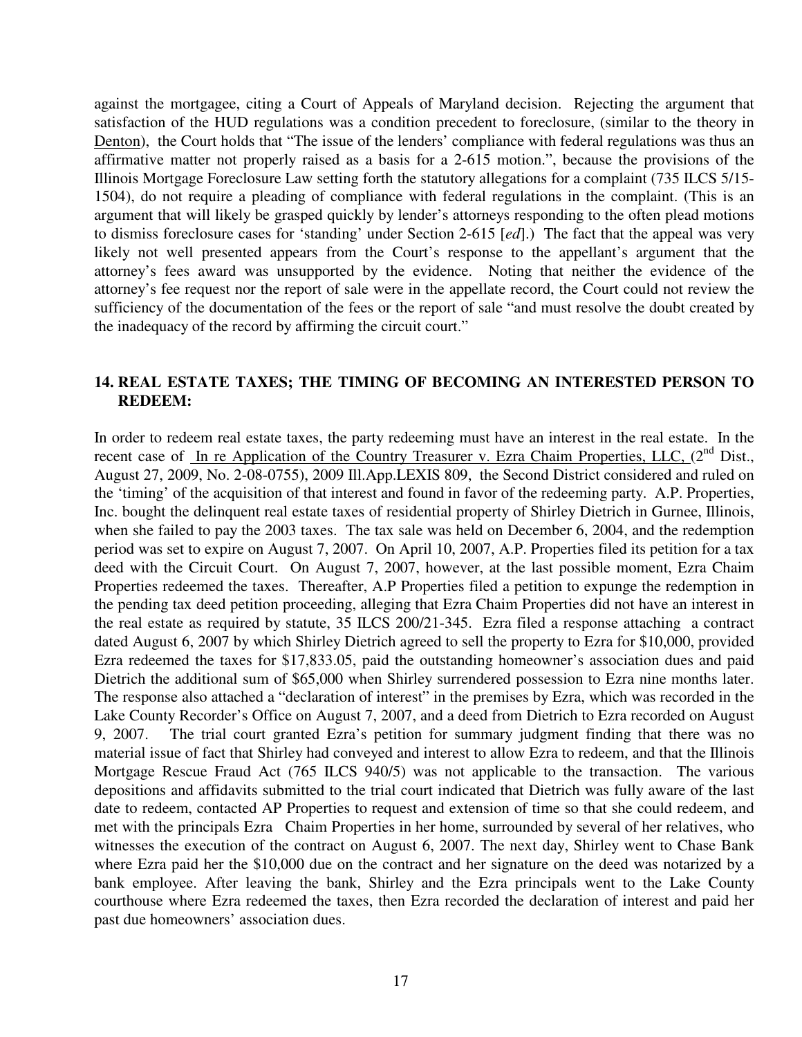against the mortgagee, citing a Court of Appeals of Maryland decision. Rejecting the argument that satisfaction of the HUD regulations was a condition precedent to foreclosure, (similar to the theory in Denton), the Court holds that "The issue of the lenders' compliance with federal regulations was thus an affirmative matter not properly raised as a basis for a 2-615 motion.", because the provisions of the Illinois Mortgage Foreclosure Law setting forth the statutory allegations for a complaint (735 ILCS 5/15-1504), do not require a pleading of compliance with federal regulations in the complaint. (This is an argument that will likely be grasped quickly by lender's attorneys responding to the often plead motions to dismiss foreclosure cases for 'standing' under Section 2-615 [*ed*].) The fact that the appeal was very likely not well presented appears from the Court's response to the appellant's argument that the attorney's fees award was unsupported by the evidence. Noting that neither the evidence of the attorney's fee request nor the report of sale were in the appellate record, the Court could not review the sufficiency of the documentation of the fees or the report of sale "and must resolve the doubt created by the inadequacy of the record by affirming the circuit court."

## 14. REAL ESTATE TAXES; THE TIMING OF BECOMING AN INTERESTED PERSON TO REDEEM:

In order to redeem real estate taxes, the party redeeming must have an interest in the real estate. In the recent case of In re Application of the Country Treasurer v. Ezra Chaim Properties, LLC, (2nd Dist., August 27, 2009, No. 2-08-0755), 2009 Ill.App.LEXIS 809, the Second District considered and ruled on the 'timing' of the acquisition of that interest and found in favor of the redeeming party. A.P. Properties, Inc. bought the delinquent real estate taxes of residential property of Shirley Dietrich in Gurnee, Illinois, when she failed to pay the 2003 taxes. The tax sale was held on December 6, 2004, and the redemption period was set to expire on August 7, 2007. On April 10, 2007, A.P. Properties filed its petition for a tax deed with the Circuit Court. On August 7, 2007, however, at the last possible moment, Ezra Chaim Properties redeemed the taxes. Thereafter, A.P Properties filed a petition to expunge the redemption in the pending tax deed petition proceeding, alleging that Ezra Chaim Properties did not have an interest in the real estate as required by statute, 35 ILCS 200/21-345. Ezra filed a response attaching a contract dated August 6, 2007 by which Shirley Dietrich agreed to sell the property to Ezra for $10,000, provided Ezra redeemed the taxes for $17,833.05, paid the outstanding homeowner's association dues and paid Dietrich the additional sum of $65,000 when Shirley surrendered possession to Ezra nine months later. The response also attached a "declaration of interest" in the premises by Ezra, which was recorded in the Lake County Recorder's Office on August 7, 2007, and a deed from Dietrich to Ezra recorded on August 9, 2007. The trial court granted Ezra's petition for summary judgment finding that there was no material issue of fact that Shirley had conveyed and interest to allow Ezra to redeem, and that the Illinois Mortgage Rescue Fraud Act (765 ILCS 940/5) was not applicable to the transaction. The various depositions and affidavits submitted to the trial court indicated that Dietrich was fully aware of the last date to redeem, contacted AP Properties to request and extension of time so that she could redeem, and met with the principals Ezra Chaim Properties in her home, surrounded by several of her relatives, who witnesses the execution of the contract on August 6, 2007. The next day, Shirley went to Chase Bank where Ezra paid her the $10,000 due on the contract and her signature on the deed was notarized by a bank employee. After leaving the bank, Shirley and the Ezra principals went to the Lake County courthouse where Ezra redeemed the taxes, then Ezra recorded the declaration of interest and paid her past due homeowners' association dues.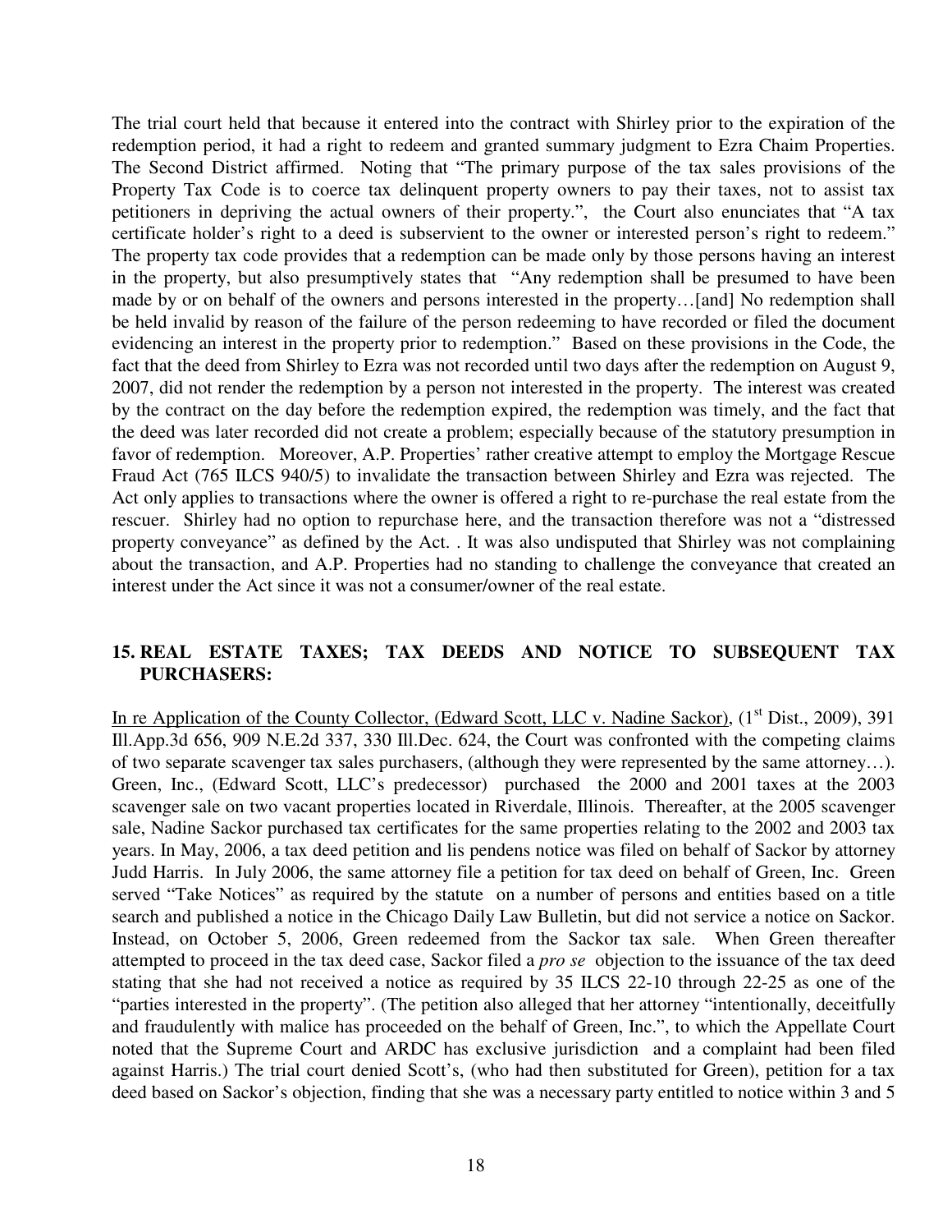The trial court held that because it entered into the contract with Shirley prior to the expiration of the redemption period, it had a right to redeem and granted summary judgment to Ezra Chaim Properties. The Second District affirmed. Noting that "The primary purpose of the tax sales provisions of the Property Tax Code is to coerce tax delinquent property owners to pay their taxes, not to assist tax petitioners in depriving the actual owners of their property.", the Court also enunciates that "A tax certificate holder's right to a deed is subservient to the owner or interested person's right to redeem." The property tax code provides that a redemption can be made only by those persons having an interest in the property, but also presumptively states that "Any redemption shall be presumed to have been made by or on behalf of the owners and persons interested in the property…[and] No redemption shall be held invalid by reason of the failure of the person redeeming to have recorded or filed the document evidencing an interest in the property prior to redemption." Based on these provisions in the Code, the fact that the deed from Shirley to Ezra was not recorded until two days after the redemption on August 9, 2007, did not render the redemption by a person not interested in the property. The interest was created by the contract on the day before the redemption expired, the redemption was timely, and the fact that the deed was later recorded did not create a problem; especially because of the statutory presumption in favor of redemption. Moreover, A.P. Properties' rather creative attempt to employ the Mortgage Rescue Fraud Act (765 ILCS 940/5) to invalidate the transaction between Shirley and Ezra was rejected. The Act only applies to transactions where the owner is offered a right to re-purchase the real estate from the rescuer. Shirley had no option to repurchase here, and the transaction therefore was not a "distressed property conveyance" as defined by the Act. . It was also undisputed that Shirley was not complaining about the transaction, and A.P. Properties had no standing to challenge the conveyance that created an interest under the Act since it was not a consumer/owner of the real estate.

## 15. REAL ESTATE TAXES; TAX DEEDS AND NOTICE TO SUBSEQUENT TAX PURCHASERS:

In re Application of the County Collector, (Edward Scott, LLC v. Nadine Sackor), (1st Dist., 2009), 391 Ill.App.3d 656, 909 N.E.2d 337, 330 Ill.Dec. 624, the Court was confronted with the competing claims of two separate scavenger tax sales purchasers, (although they were represented by the same attorney…). Green, Inc., (Edward Scott, LLC's predecessor) purchased the 2000 and 2001 taxes at the 2003 scavenger sale on two vacant properties located in Riverdale, Illinois. Thereafter, at the 2005 scavenger sale, Nadine Sackor purchased tax certificates for the same properties relating to the 2002 and 2003 tax years. In May, 2006, a tax deed petition and lis pendens notice was filed on behalf of Sackor by attorney Judd Harris. In July 2006, the same attorney file a petition for tax deed on behalf of Green, Inc. Green served "Take Notices" as required by the statute on a number of persons and entities based on a title search and published a notice in the Chicago Daily Law Bulletin, but did not service a notice on Sackor. Instead, on October 5, 2006, Green redeemed from the Sackor tax sale. When Green thereafter attempted to proceed in the tax deed case, Sackor filed a *pro se* objection to the issuance of the tax deed stating that she had not received a notice as required by 35 ILCS 22-10 through 22-25 as one of the "parties interested in the property". (The petition also alleged that her attorney "intentionally, deceitfully and fraudulently with malice has proceeded on the behalf of Green, Inc.", to which the Appellate Court noted that the Supreme Court and ARDC has exclusive jurisdiction and a complaint had been filed against Harris.) The trial court denied Scott's, (who had then substituted for Green), petition for a tax deed based on Sackor's objection, finding that she was a necessary party entitled to notice within 3 and 5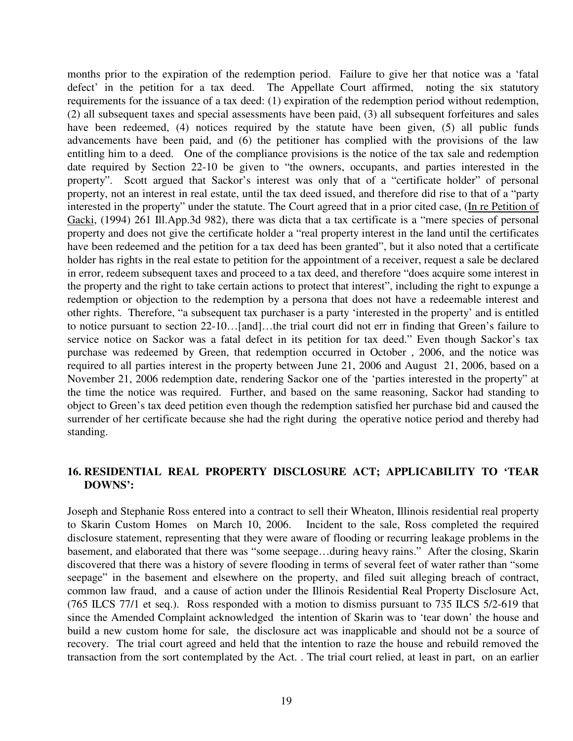months prior to the expiration of the redemption period. Failure to give her that notice was a 'fatal defect' in the petition for a tax deed. The Appellate Court affirmed, noting the six statutory requirements for the issuance of a tax deed: (1) expiration of the redemption period without redemption, (2) all subsequent taxes and special assessments have been paid, (3) all subsequent forfeitures and sales have been redeemed, (4) notices required by the statute have been given, (5) all public funds advancements have been paid, and (6) the petitioner has complied with the provisions of the law entitling him to a deed. One of the compliance provisions is the notice of the tax sale and redemption date required by Section 22-10 be given to "the owners, occupants, and parties interested in the property". Scott argued that Sackor's interest was only that of a "certificate holder" of personal property, not an interest in real estate, until the tax deed issued, and therefore did rise to that of a "party interested in the property" under the statute. The Court agreed that in a prior cited case, (In re Petition of Gacki, (1994) 261 Ill.App.3d 982), there was dicta that a tax certificate is a "mere species of personal property and does not give the certificate holder a "real property interest in the land until the certificates have been redeemed and the petition for a tax deed has been granted", but it also noted that a certificate holder has rights in the real estate to petition for the appointment of a receiver, request a sale be declared in error, redeem subsequent taxes and proceed to a tax deed, and therefore "does acquire some interest in the property and the right to take certain actions to protect that interest", including the right to expunge a redemption or objection to the redemption by a persona that does not have a redeemable interest and other rights. Therefore, "a subsequent tax purchaser is a party 'interested in the property' and is entitled to notice pursuant to section 22-10…[and]…the trial court did not err in finding that Green's failure to service notice on Sackor was a fatal defect in its petition for tax deed." Even though Sackor's tax purchase was redeemed by Green, that redemption occurred in October , 2006, and the notice was required to all parties interest in the property between June 21, 2006 and August 21, 2006, based on a November 21, 2006 redemption date, rendering Sackor one of the 'parties interested in the property" at the time the notice was required. Further, and based on the same reasoning, Sackor had standing to object to Green's tax deed petition even though the redemption satisfied her purchase bid and caused the surrender of her certificate because she had the right during the operative notice period and thereby had standing.

## 16. RESIDENTIAL REAL PROPERTY DISCLOSURE ACT; APPLICABILITY TO 'TEAR DOWNS':

Joseph and Stephanie Ross entered into a contract to sell their Wheaton, Illinois residential real property to Skarin Custom Homes on March 10, 2006. Incident to the sale, Ross completed the required disclosure statement, representing that they were aware of flooding or recurring leakage problems in the basement, and elaborated that there was "some seepage…during heavy rains." After the closing, Skarin discovered that there was a history of severe flooding in terms of several feet of water rather than "some seepage" in the basement and elsewhere on the property, and filed suit alleging breach of contract, common law fraud, and a cause of action under the Illinois Residential Real Property Disclosure Act, (765 ILCS 77/1 et seq.). Ross responded with a motion to dismiss pursuant to 735 ILCS 5/2-619 that since the Amended Complaint acknowledged the intention of Skarin was to 'tear down' the house and build a new custom home for sale, the disclosure act was inapplicable and should not be a source of recovery. The trial court agreed and held that the intention to raze the house and rebuild removed the transaction from the sort contemplated by the Act. . The trial court relied, at least in part, on an earlier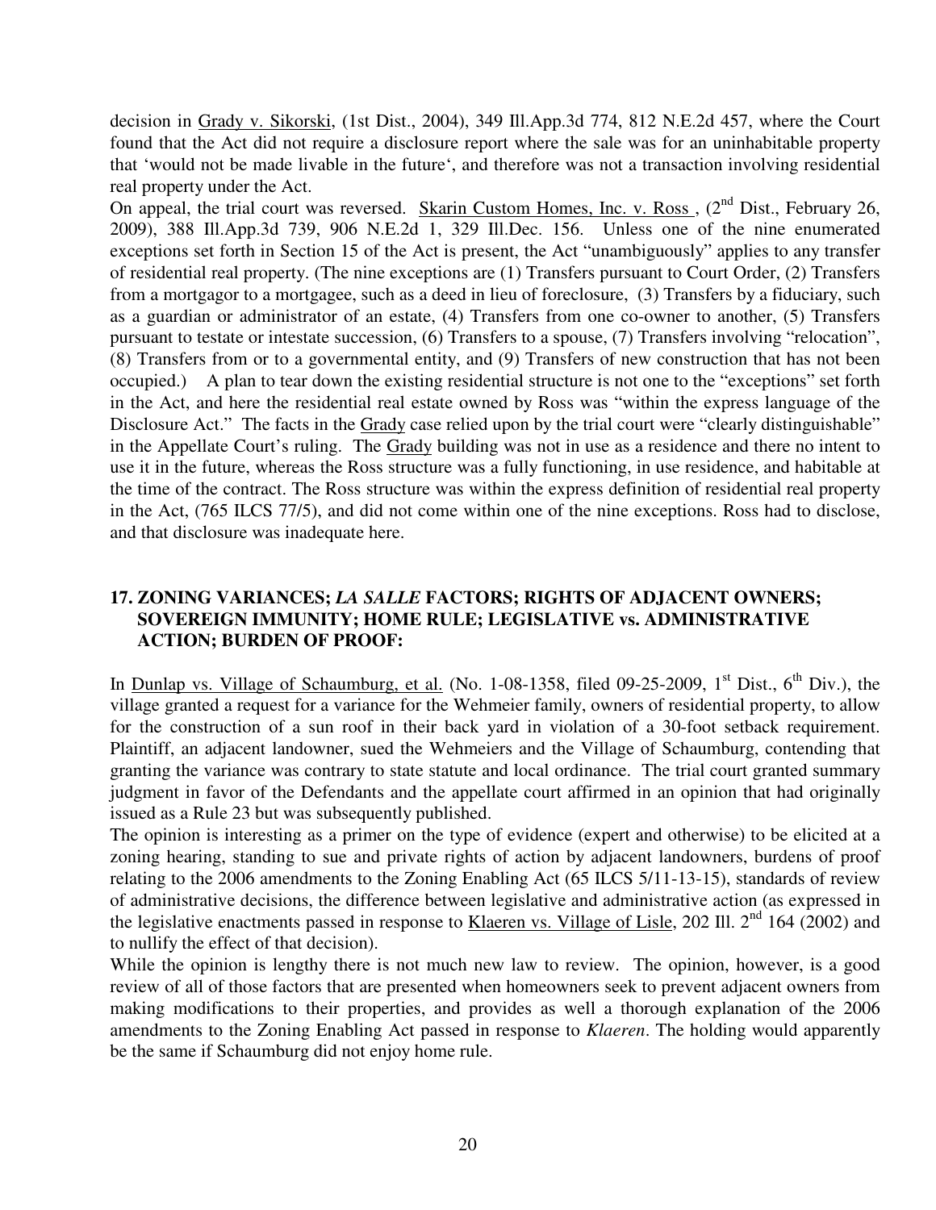decision in Grady v. Sikorski, (1st Dist., 2004), 349 Ill.App.3d 774, 812 N.E.2d 457, where the Court found that the Act did not require a disclosure report where the sale was for an uninhabitable property that 'would not be made livable in the future', and therefore was not a transaction involving residential real property under the Act.

On appeal, the trial court was reversed. Skarin Custom Homes, Inc. v. Ross , (2nd Dist., February 26, 2009), 388 Ill.App.3d 739, 906 N.E.2d 1, 329 Ill.Dec. 156. Unless one of the nine enumerated exceptions set forth in Section 15 of the Act is present, the Act "unambiguously" applies to any transfer of residential real property. (The nine exceptions are (1) Transfers pursuant to Court Order, (2) Transfers from a mortgagor to a mortgagee, such as a deed in lieu of foreclosure, (3) Transfers by a fiduciary, such as a guardian or administrator of an estate, (4) Transfers from one co-owner to another, (5) Transfers pursuant to testate or intestate succession, (6) Transfers to a spouse, (7) Transfers involving "relocation", (8) Transfers from or to a governmental entity, and (9) Transfers of new construction that has not been occupied.) A plan to tear down the existing residential structure is not one to the "exceptions" set forth in the Act, and here the residential real estate owned by Ross was "within the express language of the Disclosure Act." The facts in the Grady case relied upon by the trial court were "clearly distinguishable" in the Appellate Court's ruling. The Grady building was not in use as a residence and there no intent to use it in the future, whereas the Ross structure was a fully functioning, in use residence, and habitable at the time of the contract. The Ross structure was within the express definition of residential real property in the Act, (765 ILCS 77/5), and did not come within one of the nine exceptions. Ross had to disclose, and that disclosure was inadequate here.

## 17. ZONING VARIANCES; *LA SALLE* FACTORS; RIGHTS OF ADJACENT OWNERS; SOVEREIGN IMMUNITY; HOME RULE; LEGISLATIVE vs. ADMINISTRATIVE ACTION; BURDEN OF PROOF:

In Dunlap vs. Village of Schaumburg, et al. (No. 1-08-1358, filed 09-25-2009, 1st Dist., 6th Div.), the village granted a request for a variance for the Wehmeier family, owners of residential property, to allow for the construction of a sun roof in their back yard in violation of a 30-foot setback requirement. Plaintiff, an adjacent landowner, sued the Wehmeiers and the Village of Schaumburg, contending that granting the variance was contrary to state statute and local ordinance. The trial court granted summary judgment in favor of the Defendants and the appellate court affirmed in an opinion that had originally issued as a Rule 23 but was subsequently published.

The opinion is interesting as a primer on the type of evidence (expert and otherwise) to be elicited at a zoning hearing, standing to sue and private rights of action by adjacent landowners, burdens of proof relating to the 2006 amendments to the Zoning Enabling Act (65 ILCS 5/11-13-15), standards of review of administrative decisions, the difference between legislative and administrative action (as expressed in the legislative enactments passed in response to Klaeren vs. Village of Lisle, 202 Ill. 2nd 164 (2002) and to nullify the effect of that decision).

While the opinion is lengthy there is not much new law to review. The opinion, however, is a good review of all of those factors that are presented when homeowners seek to prevent adjacent owners from making modifications to their properties, and provides as well a thorough explanation of the 2006 amendments to the Zoning Enabling Act passed in response to *Klaeren*. The holding would apparently be the same if Schaumburg did not enjoy home rule.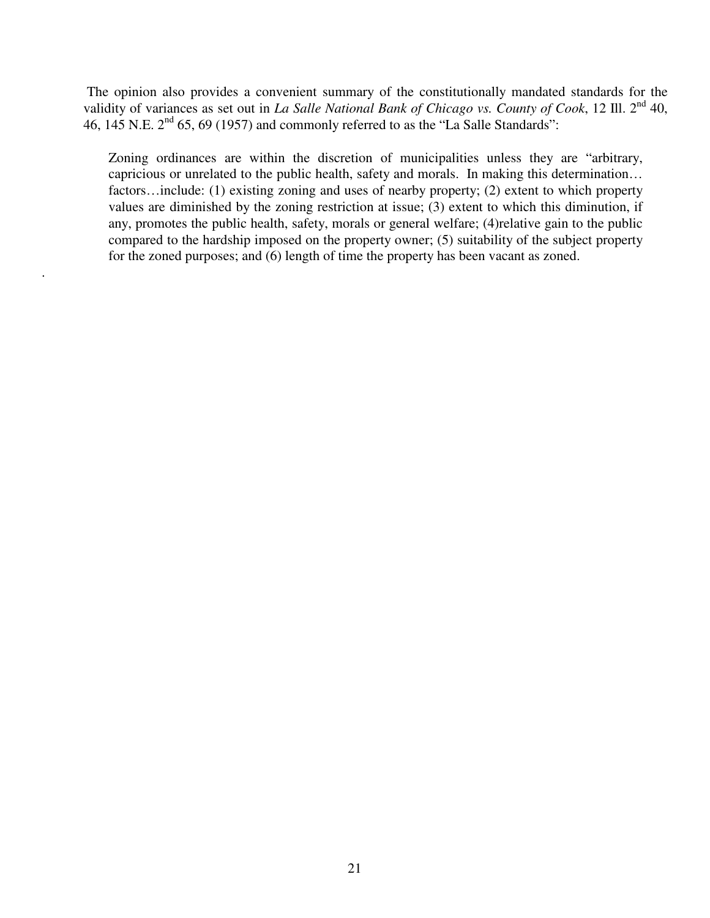The opinion also provides a convenient summary of the constitutionally mandated standards for the validity of variances as set out in *La Salle National Bank of Chicago vs. County of Cook*, 12 Ill. 2nd 40, 46, 145 N.E. 2nd 65, 69 (1957) and commonly referred to as the "La Salle Standards":

> Zoning ordinances are within the discretion of municipalities unless they are "arbitrary, capricious or unrelated to the public health, safety and morals. In making this determination… factors…include: (1) existing zoning and uses of nearby property; (2) extent to which property values are diminished by the zoning restriction at issue; (3) extent to which this diminution, if any, promotes the public health, safety, morals or general welfare; (4)relative gain to the public compared to the hardship imposed on the property owner; (5) suitability of the subject property for the zoned purposes; and (6) length of time the property has been vacant as zoned.

.